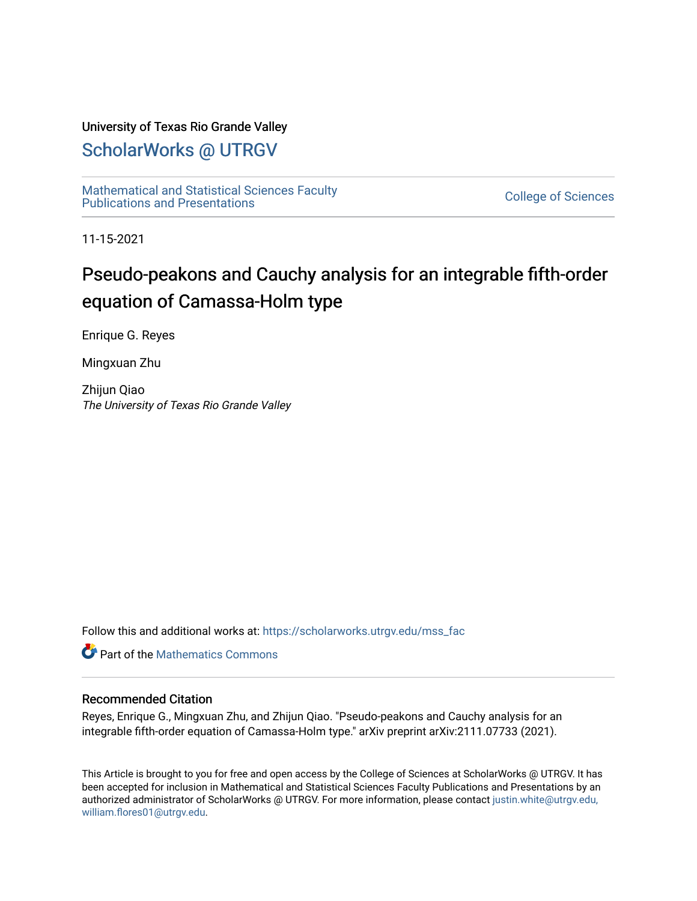University of Texas Rio Grande Valley

# ScholarWorks @ UTRGV

Mathematical and Statistical Sciences Faculty Publications and Presentations

College of Sciences

11-15-2021

# Pseudo-peakons and Cauchy analysis for an integrable fifth-order equation of Camassa-Holm type

Enrique G. Reyes

Mingxuan Zhu

Zhijun Qiao
*The University of Texas Rio Grande Valley*

Follow this and additional works at: https://scholarworks.utrgv.edu/mss_fac

Part of the Mathematics Commons

## Recommended Citation

Reyes, Enrique G., Mingxuan Zhu, and Zhijun Qiao. "Pseudo-peakons and Cauchy analysis for an integrable fifth-order equation of Camassa-Holm type." arXiv preprint arXiv:2111.07733 (2021).

This Article is brought to you for free and open access by the College of Sciences at ScholarWorks @ UTRGV. It has been accepted for inclusion in Mathematical and Statistical Sciences Faculty Publications and Presentations by an authorized administrator of ScholarWorks @ UTRGV. For more information, please contact justin.white@utrgv.edu, william.flores01@utrgv.edu.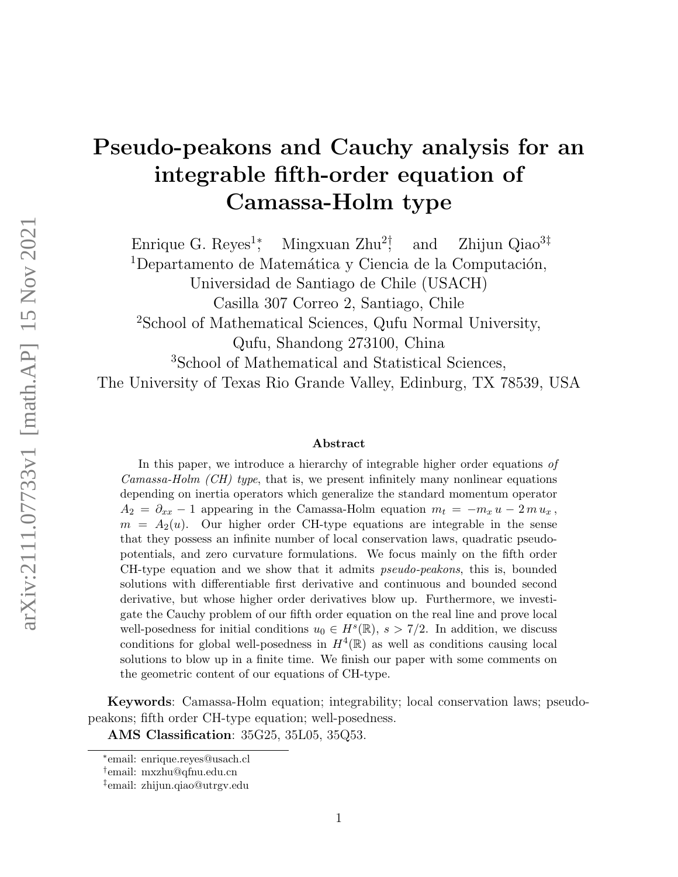# Pseudo-peakons and Cauchy analysis for an integrable fifth-order equation of Camassa-Holm type

Enrique G. Reyes[1]*, Mingxuan Zhu[2]†, and Zhijun Qiao[3]‡

[1]Departamento de Matemática y Ciencia de la Computación, Universidad de Santiago de Chile (USACH) Casilla 307 Correo 2, Santiago, Chile

[2]School of Mathematical Sciences, Qufu Normal University, Qufu, Shandong 273100, China

[3]School of Mathematical and Statistical Sciences, The University of Texas Rio Grande Valley, Edinburg, TX 78539, USA

### Abstract

In this paper, we introduce a hierarchy of integrable higher order equations *of Camassa-Holm (CH) type*, that is, we present infinitely many nonlinear equations depending on inertia operators which generalize the standard momentum operator $A_2 = \partial_{xx} - 1$ appearing in the Camassa-Holm equation $m_t = -m_x u - 2\, m\, u_x$, $m = A_2(u)$. Our higher order CH-type equations are integrable in the sense that they possess an infinite number of local conservation laws, quadratic pseudo-potentials, and zero curvature formulations. We focus mainly on the fifth order CH-type equation and we show that it admits *pseudo-peakons*, this is, bounded solutions with differentiable first derivative and continuous and bounded second derivative, but whose higher order derivatives blow up. Furthermore, we investigate the Cauchy problem of our fifth order equation on the real line and prove local well-posedness for initial conditions $u_0 \in H^s(\mathbb{R})$, $s > 7/2$. In addition, we discuss conditions for global well-posedness in $H^4(\mathbb{R})$ as well as conditions causing local solutions to blow up in a finite time. We finish our paper with some comments on the geometric content of our equations of CH-type.

**Keywords**: Camassa-Holm equation; integrability; local conservation laws; pseudo-peakons; fifth order CH-type equation; well-posedness.

**AMS Classification**: 35G25, 35L05, 35Q53.

*email: enrique.reyes@usach.cl

†email: mxzhu@qfnu.edu.cn

‡email: zhijun.qiao@utrgv.edu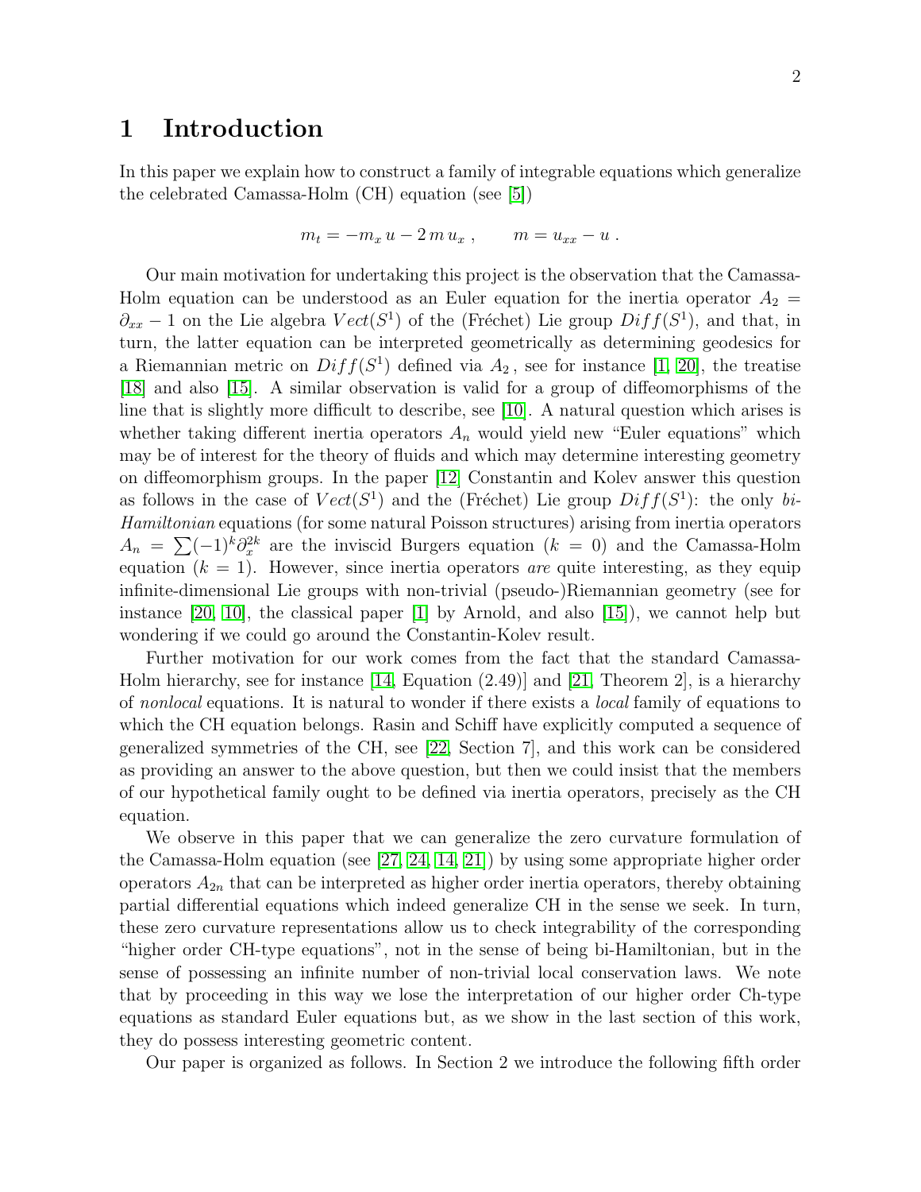# 1 Introduction

In this paper we explain how to construct a family of integrable equations which generalize the celebrated Camassa-Holm (CH) equation (see [5])

$$m_t = -m_x\, u - 2\, m\, u_x\ , \qquad m = u_{xx} - u\ .$$

Our main motivation for undertaking this project is the observation that the Camassa-Holm equation can be understood as an Euler equation for the inertia operator $A_2 = \partial_{xx} - 1$ on the Lie algebra $Vect(S^1)$ of the (Fréchet) Lie group $Diff(S^1)$, and that, in turn, the latter equation can be interpreted geometrically as determining geodesics for a Riemannian metric on $Diff(S^1)$ defined via $A_2$, see for instance [1, 20], the treatise [18] and also [15]. A similar observation is valid for a group of diffeomorphisms of the line that is slightly more difficult to describe, see [10]. A natural question which arises is whether taking different inertia operators $A_n$ would yield new "Euler equations" which may be of interest for the theory of fluids and which may determine interesting geometry on diffeomorphism groups. In the paper [12] Constantin and Kolev answer this question as follows in the case of $Vect(S^1)$ and the (Fréchet) Lie group $Diff(S^1)$: the only *bi-Hamiltonian* equations (for some natural Poisson structures) arising from inertia operators $A_n = \sum (-1)^k \partial_x^{2k}$ are the inviscid Burgers equation ($k = 0$) and the Camassa-Holm equation ($k = 1$). However, since inertia operators *are* quite interesting, as they equip infinite-dimensional Lie groups with non-trivial (pseudo-)Riemannian geometry (see for instance [20, 10], the classical paper [1] by Arnold, and also [15]), we cannot help but wondering if we could go around the Constantin-Kolev result.

Further motivation for our work comes from the fact that the standard Camassa-Holm hierarchy, see for instance [14, Equation (2.49)] and [21, Theorem 2], is a hierarchy of *nonlocal* equations. It is natural to wonder if there exists a *local* family of equations to which the CH equation belongs. Rasin and Schiff have explicitly computed a sequence of generalized symmetries of the CH, see [22, Section 7], and this work can be considered as providing an answer to the above question, but then we could insist that the members of our hypothetical family ought to be defined via inertia operators, precisely as the CH equation.

We observe in this paper that we can generalize the zero curvature formulation of the Camassa-Holm equation (see [27, 24, 14, 21]) by using some appropriate higher order operators $A_{2n}$ that can be interpreted as higher order inertia operators, thereby obtaining partial differential equations which indeed generalize CH in the sense we seek. In turn, these zero curvature representations allow us to check integrability of the corresponding "higher order CH-type equations", not in the sense of being bi-Hamiltonian, but in the sense of possessing an infinite number of non-trivial local conservation laws. We note that by proceeding in this way we lose the interpretation of our higher order Ch-type equations as standard Euler equations but, as we show in the last section of this work, they do possess interesting geometric content.

Our paper is organized as follows. In Section 2 we introduce the following fifth order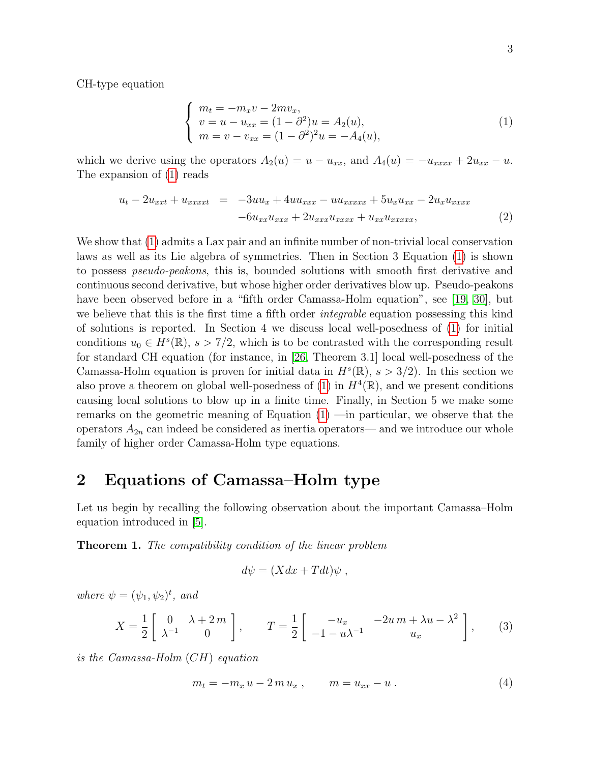CH-type equation

$$
\left\{ \begin{array}{l} m_t = -m_x v - 2 m v_x, \\ v = u - u_{xx} = (1-\partial^2) u = A_2(u), \\ m = v - v_{xx} = (1-\partial^2)^2 u = -A_4(u), \end{array} \right. \tag{1}
$$

which we derive using the operators $A_2(u) = u - u_{xx}$, and $A_4(u) = -u_{xxxx} + 2u_{xx} - u$. The expansion of (1) reads

$$
\begin{aligned} u_t - 2u_{xxt} + u_{xxxxt} \;\; = \;\; & -3uu_x + 4uu_{xxx} - uu_{xxxxx} + 5u_x u_{xx} - 2u_x u_{xxxx} \\ & -6u_{xx}u_{xxx} + 2u_{xxx}u_{xxxx} + u_{xx}u_{xxxxx}, \end{aligned} \tag{2}
$$

We show that (1) admits a Lax pair and an infinite number of non-trivial local conservation laws as well as its Lie algebra of symmetries. Then in Section 3 Equation (1) is shown to possess *pseudo-peakons*, this is, bounded solutions with smooth first derivative and continuous second derivative, but whose higher order derivatives blow up. Pseudo-peakons have been observed before in a "fifth order Camassa-Holm equation", see [19, 30], but we believe that this is the first time a fifth order *integrable* equation possessing this kind of solutions is reported. In Section 4 we discuss local well-posedness of (1) for initial conditions $u_0 \in H^s(\mathbb{R})$, $s > 7/2$, which is to be contrasted with the corresponding result for standard CH equation (for instance, in [26, Theorem 3.1] local well-posedness of the Camassa-Holm equation is proven for initial data in $H^s(\mathbb{R})$, $s > 3/2$). In this section we also prove a theorem on global well-posedness of (1) in $H^4(\mathbb{R})$, and we present conditions causing local solutions to blow up in a finite time. Finally, in Section 5 we make some remarks on the geometric meaning of Equation (1) —in particular, we observe that the operators $A_{2n}$ can indeed be considered as inertia operators— and we introduce our whole family of higher order Camassa-Holm type equations.

## 2 Equations of Camassa–Holm type

Let us begin by recalling the following observation about the important Camassa–Holm equation introduced in [5].

**Theorem 1.** *The compatibility condition of the linear problem*

$$
d\psi = (X dx + T dt)\psi \; ,
$$

*where* $\psi = (\psi_1, \psi_2)^t$, *and*

$$
X = \frac{1}{2} \left[ \begin{array}{cc} 0 & \lambda + 2\,m \\ \lambda^{-1} & 0 \end{array} \right] , \qquad T = \frac{1}{2} \left[ \begin{array}{cc} -u_x & -2u\,m + \lambda u - \lambda^2 \\ -1 - u\lambda^{-1} & u_x \end{array} \right] , \tag{3}
$$

*is the Camassa-Holm (CH) equation*

$$
m_t = -m_x\, u - 2\, m\, u_x \; , \qquad m = u_{xx} - u \; . \tag{4}
$$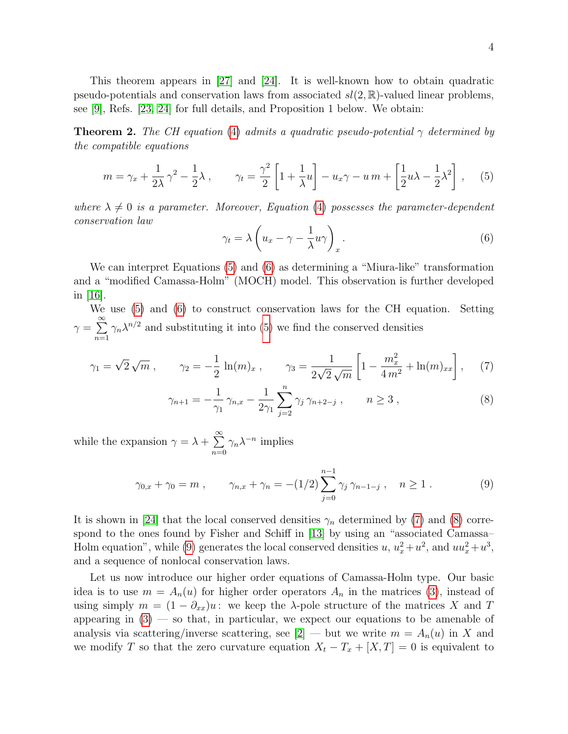This theorem appears in [27] and [24]. It is well-known how to obtain quadratic pseudo-potentials and conservation laws from associated $sl(2,\mathbb{R})$-valued linear problems, see [9], Refs. [23, 24] for full details, and Proposition 1 below. We obtain:

**Theorem 2.** *The CH equation (4) admits a quadratic pseudo-potential $\gamma$ determined by the compatible equations*

$$m = \gamma_x + \frac{1}{2\lambda}\gamma^2 - \frac{1}{2}\lambda\,, \qquad \gamma_t = \frac{\gamma^2}{2}\left[1 + \frac{1}{\lambda}u\right] - u_x\gamma - u\,m + \left[\frac{1}{2}u\lambda - \frac{1}{2}\lambda^2\right]\,, \tag{5}$$

*where $\lambda \neq 0$ is a parameter. Moreover, Equation (4) possesses the parameter-dependent conservation law*

$$\gamma_t = \lambda\left(u_x - \gamma - \frac{1}{\lambda}u\gamma\right)_x\,. \tag{6}$$

We can interpret Equations (5) and (6) as determining a "Miura-like" transformation and a "modified Camassa-Holm" (MOCH) model. This observation is further developed in [16].

We use (5) and (6) to construct conservation laws for the CH equation. Setting $\gamma = \sum_{n=1}^{\infty}\gamma_n\lambda^{n/2}$ and substituting it into (5) we find the conserved densities

$$\gamma_1 = \sqrt{2}\,\sqrt{m}\,, \qquad \gamma_2 = -\frac{1}{2}\,\ln(m)_x\,, \qquad \gamma_3 = \frac{1}{2\sqrt{2}\,\sqrt{m}}\left[1 - \frac{m_x^2}{4\,m^2} + \ln(m)_{xx}\right]\,, \tag{7}$$

$$\gamma_{n+1} = -\frac{1}{\gamma_1}\,\gamma_{n,x} - \frac{1}{2\gamma_1}\sum_{j=2}^{n}\gamma_j\,\gamma_{n+2-j}\,, \qquad n \geq 3\,, \tag{8}$$

while the expansion $\gamma = \lambda + \sum_{n=0}^{\infty}\gamma_n\lambda^{-n}$ implies

$$\gamma_{0,x} + \gamma_0 = m\,, \qquad \gamma_{n,x} + \gamma_n = -(1/2)\sum_{j=0}^{n-1}\gamma_j\,\gamma_{n-1-j}\,, \quad n \geq 1\,. \tag{9}$$

It is shown in [24] that the local conserved densities $\gamma_n$ determined by (7) and (8) correspond to the ones found by Fisher and Schiff in [13] by using an "associated Camassa–Holm equation", while (9) generates the local conserved densities $u$, $u_x^2 + u^2$, and $uu_x^2 + u^3$, and a sequence of nonlocal conservation laws.

Let us now introduce our higher order equations of Camassa-Holm type. Our basic idea is to use $m = A_n(u)$ for higher order operators $A_n$ in the matrices (3), instead of using simply $m = (1 - \partial_{xx})u$: we keep the $\lambda$-pole structure of the matrices $X$ and $T$ appearing in (3) — so that, in particular, we expect our equations to be amenable of analysis via scattering/inverse scattering, see [2] — but we write $m = A_n(u)$ in $X$ and we modify $T$ so that the zero curvature equation $X_t - T_x + [X, T] = 0$ is equivalent to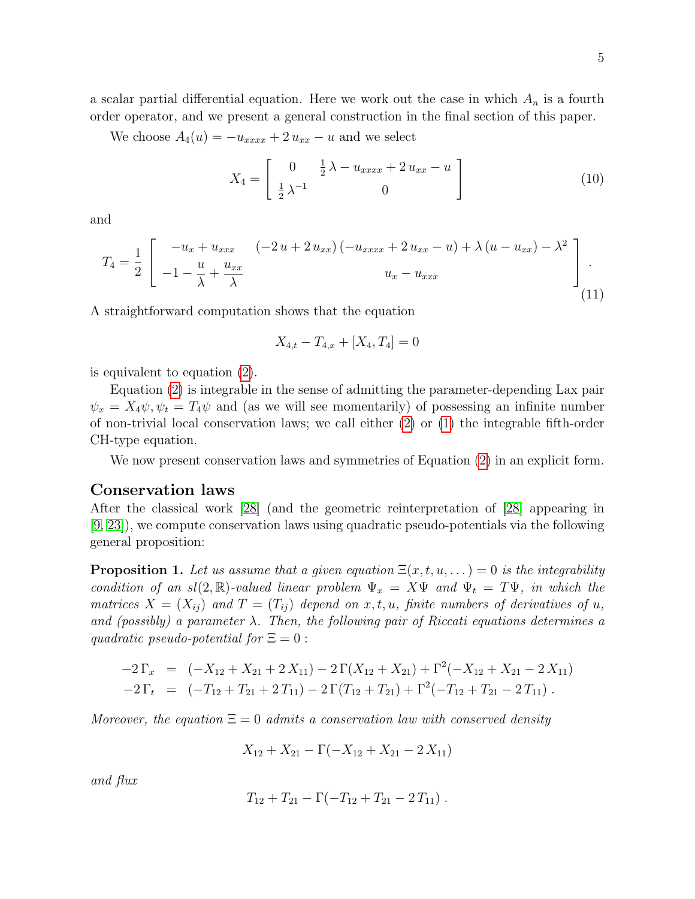a scalar partial differential equation. Here we work out the case in which $A_n$ is a fourth order operator, and we present a general construction in the final section of this paper.

We choose $A_4(u) = -u_{xxxx} + 2\,u_{xx} - u$ and we select

$$X_4 = \begin{bmatrix} 0 & \frac{1}{2}\,\lambda - u_{xxxx} + 2\,u_{xx} - u \\ \frac{1}{2}\,\lambda^{-1} & 0 \end{bmatrix} \tag{10}$$

and

$$T_4 = \frac{1}{2}\begin{bmatrix} -u_x + u_{xxx} & (-2\,u + 2\,u_{xx})\,(-u_{xxxx} + 2\,u_{xx} - u) + \lambda\,(u - u_{xx}) - \lambda^2 \\ -1 - \dfrac{u}{\lambda} + \dfrac{u_{xx}}{\lambda} & u_x - u_{xxx} \end{bmatrix}. \tag{11}$$

A straightforward computation shows that the equation

$$X_{4,t} - T_{4,x} + [X_4, T_4] = 0$$

is equivalent to equation (2).

Equation (2) is integrable in the sense of admitting the parameter-depending Lax pair $\psi_x = X_4\psi, \psi_t = T_4\psi$ and (as we will see momentarily) of possessing an infinite number of non-trivial local conservation laws; we call either (2) or (1) the integrable fifth-order CH-type equation.

We now present conservation laws and symmetries of Equation (2) in an explicit form.

## Conservation laws

After the classical work [28] (and the geometric reinterpretation of [28] appearing in [9, 23]), we compute conservation laws using quadratic pseudo-potentials via the following general proposition:

**Proposition 1.** *Let us assume that a given equation $\Xi(x, t, u, \dots) = 0$ is the integrability condition of an $sl(2,\mathbb{R})$-valued linear problem $\Psi_x = X\Psi$ and $\Psi_t = T\Psi$, in which the matrices $X = (X_{ij})$ and $T = (T_{ij})$ depend on $x, t, u$, finite numbers of derivatives of $u$, and (possibly) a parameter $\lambda$. Then, the following pair of Riccati equations determines a quadratic pseudo-potential for $\Xi = 0$ :*

$$\begin{aligned} -2\,\Gamma_x &= (-X_{12} + X_{21} + 2\,X_{11}) - 2\,\Gamma(X_{12} + X_{21}) + \Gamma^2(-X_{12} + X_{21} - 2\,X_{11}) \\ -2\,\Gamma_t &= (-T_{12} + T_{21} + 2\,T_{11}) - 2\,\Gamma(T_{12} + T_{21}) + \Gamma^2(-T_{12} + T_{21} - 2\,T_{11})\,. \end{aligned}$$

*Moreover, the equation $\Xi = 0$ admits a conservation law with conserved density*

$$X_{12} + X_{21} - \Gamma(-X_{12} + X_{21} - 2\,X_{11})$$

*and flux*

$$T_{12} + T_{21} - \Gamma(-T_{12} + T_{21} - 2\,T_{11})\,.$$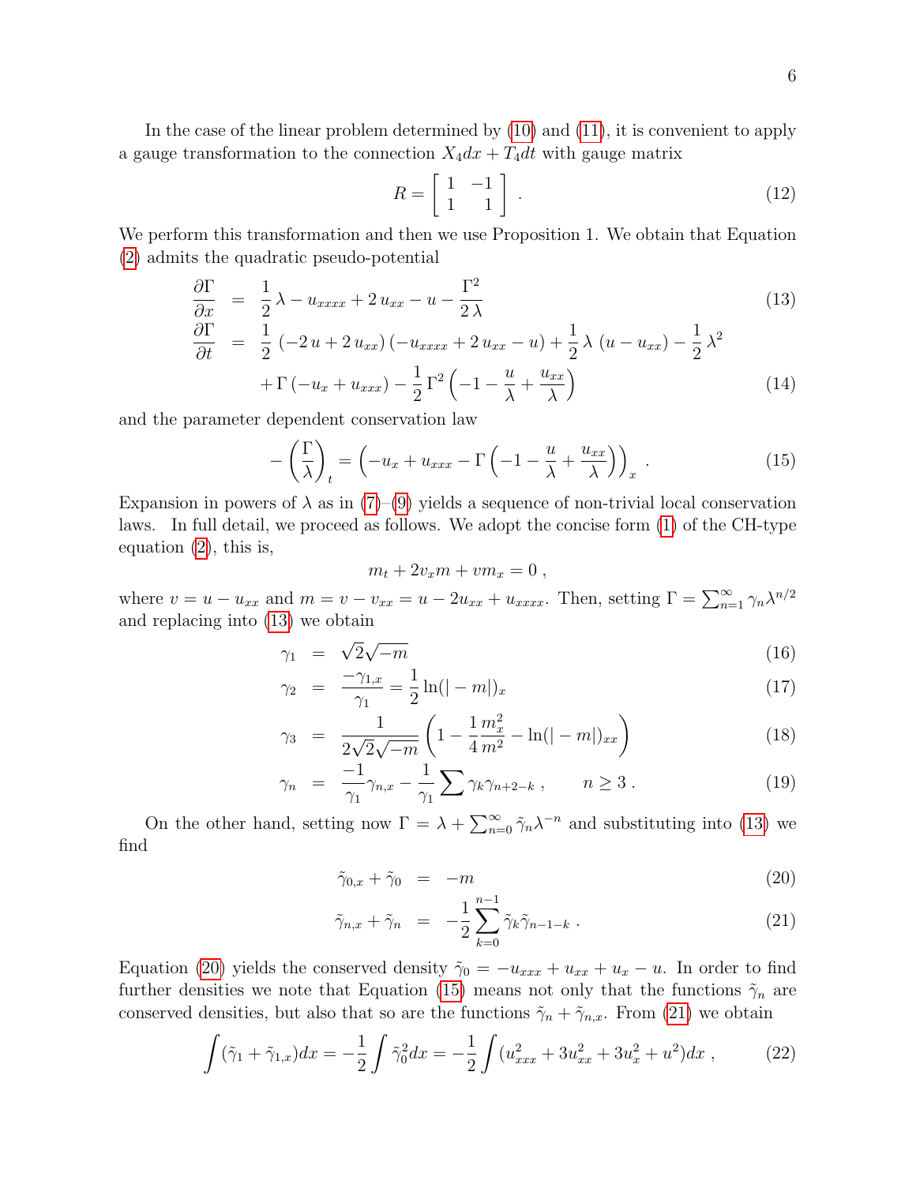In the case of the linear problem determined by (10) and (11), it is convenient to apply a gauge transformation to the connection $X_4 dx + T_4 dt$ with gauge matrix

$$R = \left[ \begin{array}{cc} 1 & -1 \\ 1 & 1 \end{array} \right] . \tag{12}$$

We perform this transformation and then we use Proposition 1. We obtain that Equation (2) admits the quadratic pseudo-potential

$$\frac{\partial \Gamma}{\partial x} = \frac{1}{2}\lambda - u_{xxxx} + 2\,u_{xx} - u - \frac{\Gamma^2}{2\,\lambda} \tag{13}$$

$$\begin{aligned} \frac{\partial \Gamma}{\partial t} &= \frac{1}{2}\left(-2\,u + 2\,u_{xx}\right)\left(-u_{xxxx} + 2\,u_{xx} - u\right) + \frac{1}{2}\lambda\left(u - u_{xx}\right) - \frac{1}{2}\lambda^2 \\ &\quad + \Gamma\left(-u_x + u_{xxx}\right) - \frac{1}{2}\Gamma^2\left(-1 - \frac{u}{\lambda} + \frac{u_{xx}}{\lambda}\right) \end{aligned} \tag{14}$$

and the parameter dependent conservation law

$$-\left(\frac{\Gamma}{\lambda}\right)_t = \left(-u_x + u_{xxx} - \Gamma\left(-1 - \frac{u}{\lambda} + \frac{u_{xx}}{\lambda}\right)\right)_x . \tag{15}$$

Expansion in powers of $\lambda$ as in (7)–(9) yields a sequence of non-trivial local conservation laws. In full detail, we proceed as follows. We adopt the concise form (1) of the CH-type equation (2), this is,

$$m_t + 2v_x m + v m_x = 0 ,$$

where $v = u - u_{xx}$ and $m = v - v_{xx} = u - 2u_{xx} + u_{xxxx}$. Then, setting $\Gamma = \sum_{n=1}^{\infty} \gamma_n \lambda^{n/2}$ and replacing into (13) we obtain

$$\gamma_1 = \sqrt{2}\sqrt{-m} \tag{16}$$

$$\gamma_2 = \frac{-\gamma_{1,x}}{\gamma_1} = \frac{1}{2}\ln(|-m|)_x \tag{17}$$

$$\gamma_3 = \frac{1}{2\sqrt{2}\sqrt{-m}}\left(1 - \frac{1}{4}\frac{m_x^2}{m^2} - \ln(|-m|)_{xx}\right) \tag{18}$$

$$\gamma_n = \frac{-1}{\gamma_1}\gamma_{n,x} - \frac{1}{\gamma_1}\sum \gamma_k \gamma_{n+2-k} , \qquad n \geq 3 . \tag{19}$$

On the other hand, setting now $\Gamma = \lambda + \sum_{n=0}^{\infty} \tilde{\gamma}_n \lambda^{-n}$ and substituting into (13) we find

$$\tilde{\gamma}_{0,x} + \tilde{\gamma}_0 = -m \tag{20}$$

$$\tilde{\gamma}_{n,x} + \tilde{\gamma}_n = -\frac{1}{2}\sum_{k=0}^{n-1} \tilde{\gamma}_k \tilde{\gamma}_{n-1-k} . \tag{21}$$

Equation (20) yields the conserved density $\tilde{\gamma}_0 = -u_{xxx} + u_{xx} + u_x - u$. In order to find further densities we note that Equation (15) means not only that the functions $\tilde{\gamma}_n$ are conserved densities, but also that so are the functions $\tilde{\gamma}_n + \tilde{\gamma}_{n,x}$. From (21) we obtain

$$\int (\tilde{\gamma}_1 + \tilde{\gamma}_{1,x})dx = -\frac{1}{2}\int \tilde{\gamma}_0^2 dx = -\frac{1}{2}\int (u_{xxx}^2 + 3u_{xx}^2 + 3u_x^2 + u^2)dx , \tag{22}$$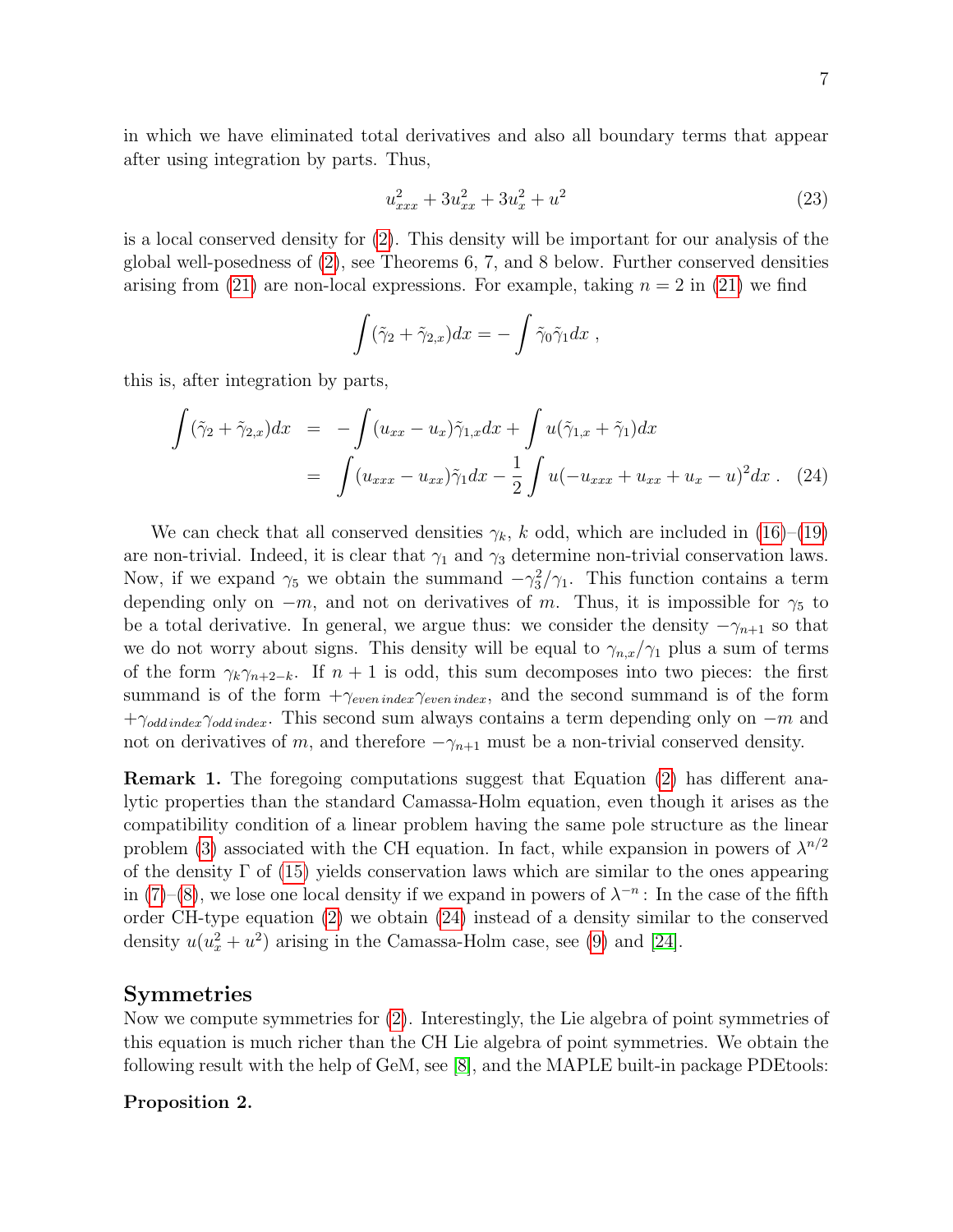in which we have eliminated total derivatives and also all boundary terms that appear after using integration by parts. Thus,

$$u_{xxx}^2 + 3u_{xx}^2 + 3u_x^2 + u^2 \tag{23}$$

is a local conserved density for (2). This density will be important for our analysis of the global well-posedness of (2), see Theorems 6, 7, and 8 below. Further conserved densities arising from (21) are non-local expressions. For example, taking $n = 2$ in (21) we find

$$\int (\tilde{\gamma}_2 + \tilde{\gamma}_{2,x})dx = -\int \tilde{\gamma}_0 \tilde{\gamma}_1 dx \ ,$$

this is, after integration by parts,

$$\begin{aligned} \int (\tilde{\gamma}_2 + \tilde{\gamma}_{2,x})dx &= -\int (u_{xx} - u_x)\tilde{\gamma}_{1,x} dx + \int u(\tilde{\gamma}_{1,x} + \tilde{\gamma}_1)dx \\ &= \int (u_{xxx} - u_{xx})\tilde{\gamma}_1 dx - \frac{1}{2}\int u(-u_{xxx} + u_{xx} + u_x - u)^2 dx \ . \end{aligned} \tag{24}$$

We can check that all conserved densities $\gamma_k$, $k$ odd, which are included in (16)–(19) are non-trivial. Indeed, it is clear that $\gamma_1$ and $\gamma_3$ determine non-trivial conservation laws. Now, if we expand $\gamma_5$ we obtain the summand $-\gamma_3^2/\gamma_1$. This function contains a term depending only on $-m$, and not on derivatives of $m$. Thus, it is impossible for $\gamma_5$ to be a total derivative. In general, we argue thus: we consider the density $-\gamma_{n+1}$ so that we do not worry about signs. This density will be equal to $\gamma_{n,x}/\gamma_1$ plus a sum of terms of the form $\gamma_k \gamma_{n+2-k}$. If $n+1$ is odd, this sum decomposes into two pieces: the first summand is of the form $+\gamma_{even\,index}\gamma_{even\,index}$, and the second summand is of the form $+\gamma_{odd\,index}\gamma_{odd\,index}$. This second sum always contains a term depending only on $-m$ and not on derivatives of $m$, and therefore $-\gamma_{n+1}$ must be a non-trivial conserved density.

**Remark 1.** The foregoing computations suggest that Equation (2) has different analytic properties than the standard Camassa-Holm equation, even though it arises as the compatibility condition of a linear problem having the same pole structure as the linear problem (3) associated with the CH equation. In fact, while expansion in powers of $\lambda^{n/2}$ of the density $\Gamma$ of (15) yields conservation laws which are similar to the ones appearing in (7)–(8), we lose one local density if we expand in powers of $\lambda^{-n}$: In the case of the fifth order CH-type equation (2) we obtain (24) instead of a density similar to the conserved density $u(u_x^2 + u^2)$ arising in the Camassa-Holm case, see (9) and [24].

## Symmetries

Now we compute symmetries for (2). Interestingly, the Lie algebra of point symmetries of this equation is much richer than the CH Lie algebra of point symmetries. We obtain the following result with the help of GeM, see [8], and the MAPLE built-in package PDEtools:

**Proposition 2.**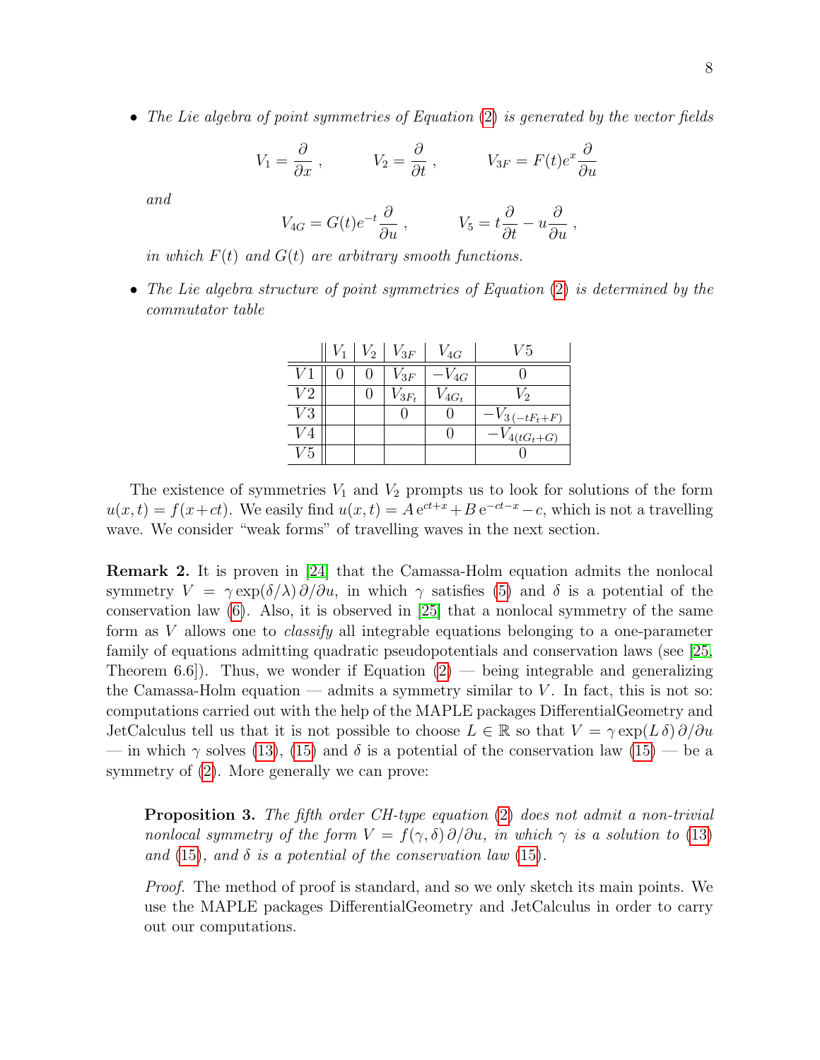- *The Lie algebra of point symmetries of Equation (2) is generated by the vector fields*

$$V_1 = \frac{\partial}{\partial x}\,, \qquad V_2 = \frac{\partial}{\partial t}\,, \qquad V_{3F} = F(t)e^{x}\frac{\partial}{\partial u}$$

  *and*

$$V_{4G} = G(t)e^{-t}\frac{\partial}{\partial u}\,, \qquad V_5 = t\frac{\partial}{\partial t} - u\frac{\partial}{\partial u}\,,$$

  *in which $F(t)$ and $G(t)$ are arbitrary smooth functions.*

- *The Lie algebra structure of point symmetries of Equation (2) is determined by the commutator table*

| | $V_1$ | $V_2$ | $V_{3F}$ | $V_{4G}$ | $V5$ |
|---|---|---|---|---|---|
| $V1$ | 0 | 0 | $V_{3F}$ | $-V_{4G}$ | 0 |
| $V2$ | | 0 | $V_{3F_t}$ | $V_{4G_t}$ | $V_2$ |
| $V3$ | | | 0 | 0 | $-V_{3\,(-tF_t+F)}$ |
| $V4$ | | | | 0 | $-V_{4(tG_t+G)}$ |
| $V5$ | | | | | 0 |

The existence of symmetries $V_1$ and $V_2$ prompts us to look for solutions of the form $u(x,t) = f(x+ct)$. We easily find $u(x,t) = A\,\mathrm{e}^{ct+x} + B\,\mathrm{e}^{-ct-x} - c$, which is not a travelling wave. We consider "weak forms" of travelling waves in the next section.

**Remark 2.** It is proven in [24] that the Camassa-Holm equation admits the nonlocal symmetry $V = \gamma\exp(\delta/\lambda)\,\partial/\partial u$, in which $\gamma$ satisfies (5) and $\delta$ is a potential of the conservation law (6). Also, it is observed in [25] that a nonlocal symmetry of the same form as $V$ allows one to *classify* all integrable equations belonging to a one-parameter family of equations admitting quadratic pseudopotentials and conservation laws (see [25, Theorem 6.6]). Thus, we wonder if Equation (2) — being integrable and generalizing the Camassa-Holm equation — admits a symmetry similar to $V$. In fact, this is not so: computations carried out with the help of the MAPLE packages DifferentialGeometry and JetCalculus tell us that it is not possible to choose $L \in \mathbb{R}$ so that $V = \gamma\exp(L\,\delta)\,\partial/\partial u$ — in which $\gamma$ solves (13), (15) and $\delta$ is a potential of the conservation law (15) — be a symmetry of (2). More generally we can prove:

> **Proposition 3.** *The fifth order CH-type equation (2) does not admit a non-trivial nonlocal symmetry of the form $V = f(\gamma,\delta)\,\partial/\partial u$, in which $\gamma$ is a solution to (13) and (15), and $\delta$ is a potential of the conservation law (15).*
>
> *Proof.* The method of proof is standard, and so we only sketch its main points. We use the MAPLE packages DifferentialGeometry and JetCalculus in order to carry out our computations.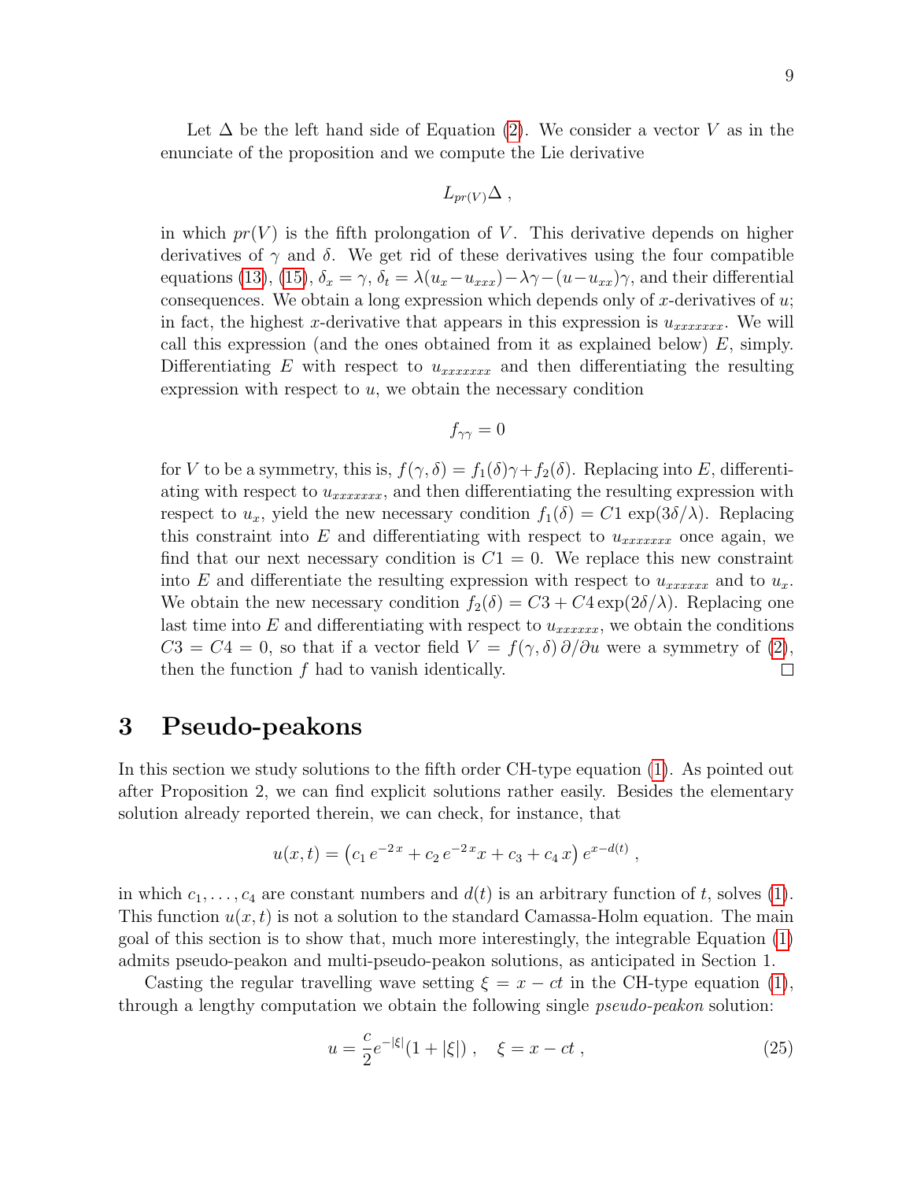Let $\Delta$ be the left hand side of Equation (2). We consider a vector $V$ as in the enunciate of the proposition and we compute the Lie derivative

$$L_{pr(V)}\Delta \ ,$$

in which $pr(V)$ is the fifth prolongation of $V$. This derivative depends on higher derivatives of $\gamma$ and $\delta$. We get rid of these derivatives using the four compatible equations (13), (15), $\delta_x = \gamma$, $\delta_t = \lambda(u_x - u_{xxx}) - \lambda\gamma - (u - u_{xx})\gamma$, and their differential consequences. We obtain a long expression which depends only of $x$-derivatives of $u$; in fact, the highest $x$-derivative that appears in this expression is $u_{xxxxxxxx}$. We will call this expression (and the ones obtained from it as explained below) $E$, simply. Differentiating $E$ with respect to $u_{xxxxxxxx}$ and then differentiating the resulting expression with respect to $u$, we obtain the necessary condition

$$f_{\gamma\gamma} = 0$$

for $V$ to be a symmetry, this is, $f(\gamma, \delta) = f_1(\delta)\gamma + f_2(\delta)$. Replacing into $E$, differentiating with respect to $u_{xxxxxxxx}$, and then differentiating the resulting expression with respect to $u_x$, yield the new necessary condition $f_1(\delta) = C1 \, \exp(3\delta/\lambda)$. Replacing this constraint into $E$ and differentiating with respect to $u_{xxxxxxxx}$ once again, we find that our next necessary condition is $C1 = 0$. We replace this new constraint into $E$ and differentiate the resulting expression with respect to $u_{xxxxxx}$ and to $u_x$. We obtain the new necessary condition $f_2(\delta) = C3 + C4 \exp(2\delta/\lambda)$. Replacing one last time into $E$ and differentiating with respect to $u_{xxxxxx}$, we obtain the conditions $C3 = C4 = 0$, so that if a vector field $V = f(\gamma, \delta)\,\partial/\partial u$ were a symmetry of (2), then the function $f$ had to vanish identically. □

## 3 Pseudo-peakons

In this section we study solutions to the fifth order CH-type equation (1). As pointed out after Proposition 2, we can find explicit solutions rather easily. Besides the elementary solution already reported therein, we can check, for instance, that

$$u(x,t) = \left(c_1\, e^{-2\,x} + c_2\, e^{-2\,x}x + c_3 + c_4\, x\right) e^{x - d(t)} \ ,$$

in which $c_1, \ldots, c_4$ are constant numbers and $d(t)$ is an arbitrary function of $t$, solves (1). This function $u(x,t)$ is not a solution to the standard Camassa-Holm equation. The main goal of this section is to show that, much more interestingly, the integrable Equation (1) admits pseudo-peakon and multi-pseudo-peakon solutions, as anticipated in Section 1.

Casting the regular travelling wave setting $\xi = x - ct$ in the CH-type equation (1), through a lengthy computation we obtain the following single *pseudo-peakon* solution:

$$u = \frac{c}{2} e^{-|\xi|}(1 + |\xi|) \ , \quad \xi = x - ct \ , \tag{25}$$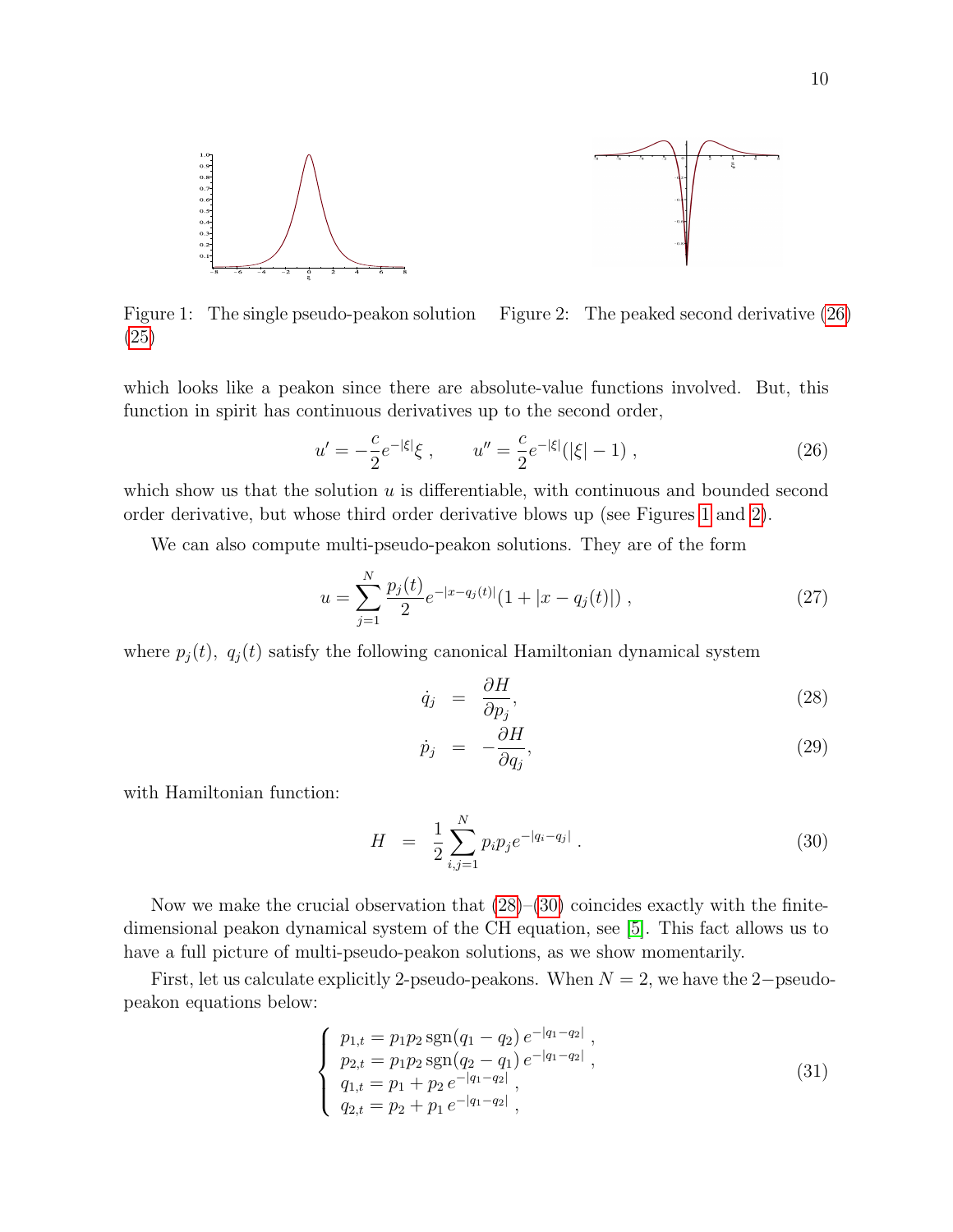Figure 1: The single pseudo-peakon solution (25)

Figure 2: The peaked second derivative (26)

which looks like a peakon since there are absolute-value functions involved. But, this function in spirit has continuous derivatives up to the second order,

$$u' = -\frac{c}{2}e^{-|\xi|}\xi \ , \qquad u'' = \frac{c}{2}e^{-|\xi|}(|\xi| - 1) \ , \tag{26}$$

which show us that the solution $u$ is differentiable, with continuous and bounded second order derivative, but whose third order derivative blows up (see Figures 1 and 2).

We can also compute multi-pseudo-peakon solutions. They are of the form

$$u = \sum_{j=1}^{N} \frac{p_j(t)}{2} e^{-|x-q_j(t)|}(1 + |x - q_j(t)|) \ , \tag{27}$$

where $p_j(t), \ q_j(t)$ satisfy the following canonical Hamiltonian dynamical system

$$\dot{q}_j \ = \ \frac{\partial H}{\partial p_j}, \tag{28}$$

$$\dot{p}_j \ = \ -\frac{\partial H}{\partial q_j}, \tag{29}$$

with Hamiltonian function:

$$H \ = \ \frac{1}{2}\sum_{i,j=1}^{N} p_i p_j e^{-|q_i - q_j|} \ . \tag{30}$$

Now we make the crucial observation that (28)–(30) coincides exactly with the finite-dimensional peakon dynamical system of the CH equation, see [5]. This fact allows us to have a full picture of multi-pseudo-peakon solutions, as we show momentarily.

First, let us calculate explicitly 2-pseudo-peakons. When $N = 2$, we have the 2−pseudo-peakon equations below:

$$\begin{cases} p_{1,t} = p_1 p_2 \, \mathrm{sgn}(q_1 - q_2) \, e^{-|q_1 - q_2|} \ , \\ p_{2,t} = p_1 p_2 \, \mathrm{sgn}(q_2 - q_1) \, e^{-|q_1 - q_2|} \ , \\ q_{1,t} = p_1 + p_2 \, e^{-|q_1 - q_2|} \ , \\ q_{2,t} = p_2 + p_1 \, e^{-|q_1 - q_2|} \ , \end{cases} \tag{31}$$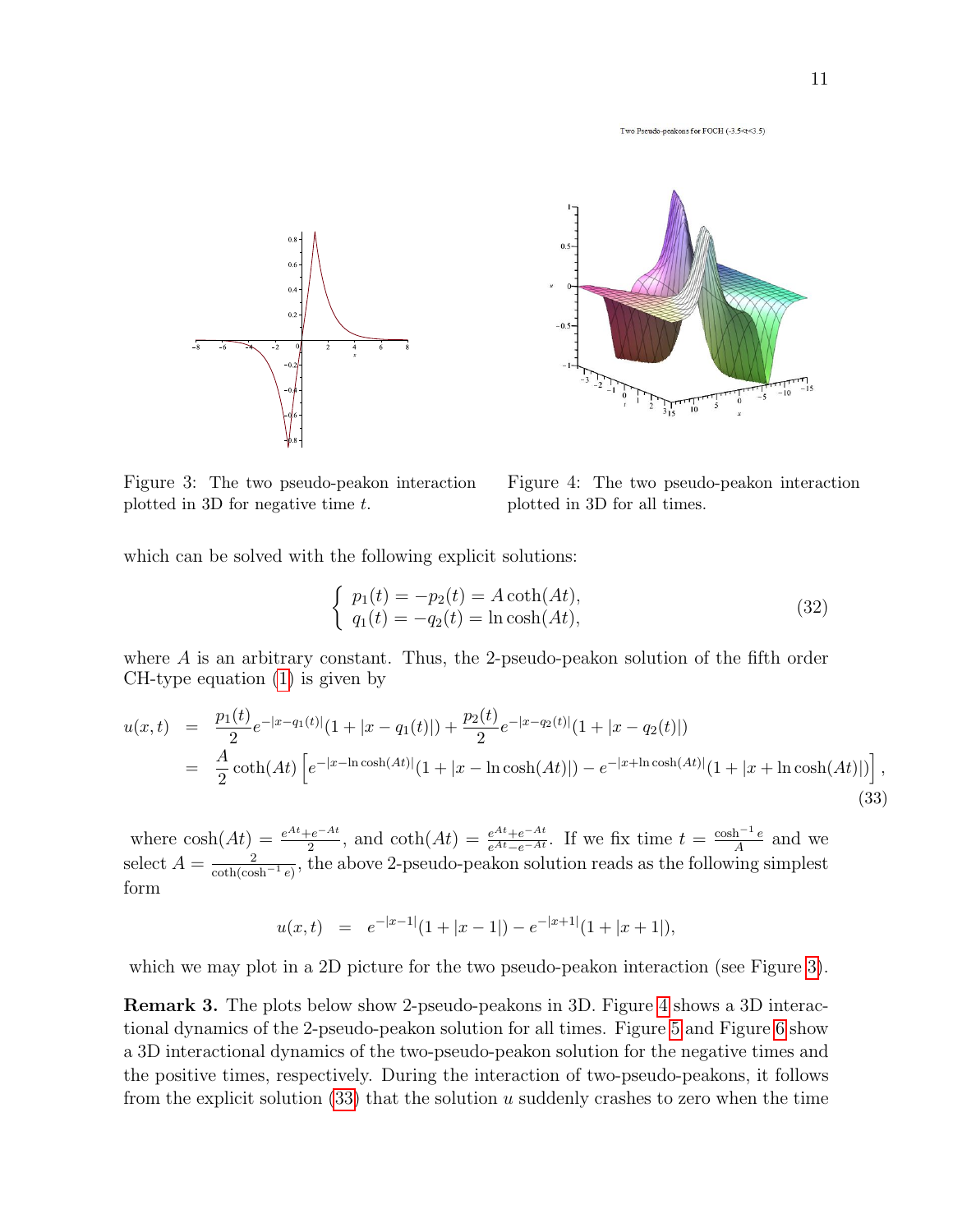Figure 3: The two pseudo-peakon interaction plotted in 3D for negative time $t$.

Figure 4: The two pseudo-peakon interaction plotted in 3D for all times.

which can be solved with the following explicit solutions:

$$
\begin{cases} p_1(t) = -p_2(t) = A\coth(At), \\ q_1(t) = -q_2(t) = \ln\cosh(At), \end{cases} \tag{32}
$$

where $A$ is an arbitrary constant. Thus, the 2-pseudo-peakon solution of the fifth order CH-type equation (1) is given by

$$
\begin{aligned}
u(x,t) &= \frac{p_1(t)}{2}e^{-|x-q_1(t)|}(1+|x-q_1(t)|) + \frac{p_2(t)}{2}e^{-|x-q_2(t)|}(1+|x-q_2(t)|) \\
&= \frac{A}{2}\coth(At)\left[e^{-|x-\ln\cosh(At)|}(1+|x-\ln\cosh(At)|) - e^{-|x+\ln\cosh(At)|}(1+|x+\ln\cosh(At)|)\right],
\end{aligned} \tag{33}
$$

where $\cosh(At) = \frac{e^{At}+e^{-At}}{2}$, and $\coth(At) = \frac{e^{At}+e^{-At}}{e^{At}-e^{-At}}$. If we fix time $t = \frac{\cosh^{-1}e}{A}$ and we select $A = \frac{2}{\coth(\cosh^{-1}e)}$, the above 2-pseudo-peakon solution reads as the following simplest form

$$
u(x,t) = e^{-|x-1|}(1+|x-1|) - e^{-|x+1|}(1+|x+1|),
$$

which we may plot in a 2D picture for the two pseudo-peakon interaction (see Figure 3).

**Remark 3.** The plots below show 2-pseudo-peakons in 3D. Figure 4 shows a 3D interactional dynamics of the 2-pseudo-peakon solution for all times. Figure 5 and Figure 6 show a 3D interactional dynamics of the two-pseudo-peakon solution for the negative times and the positive times, respectively. During the interaction of two-pseudo-peakons, it follows from the explicit solution (33) that the solution $u$ suddenly crashes to zero when the time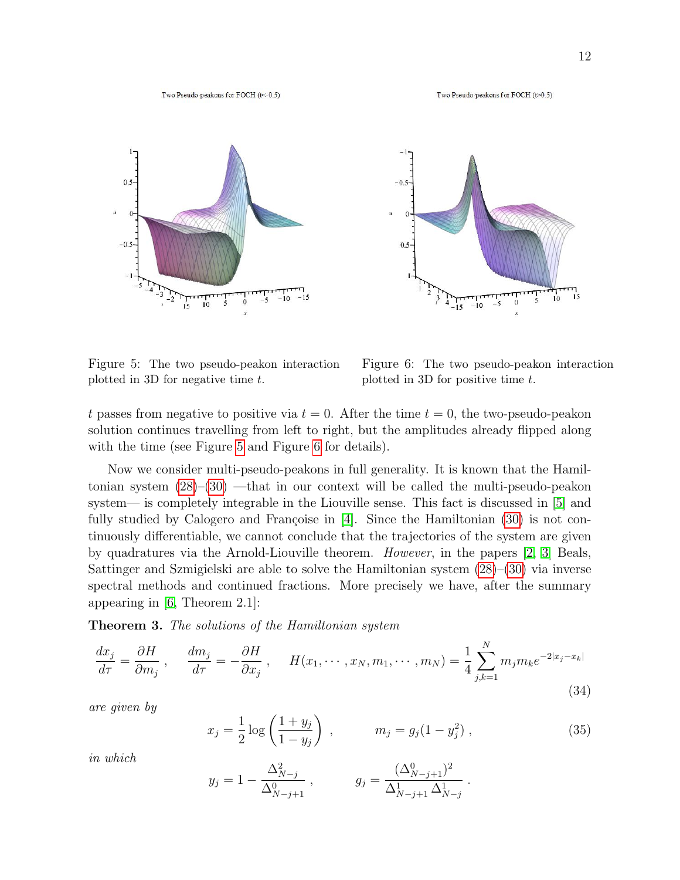Figure 5: The two pseudo-peakon interaction plotted in 3D for negative time $t$.

Figure 6: The two pseudo-peakon interaction plotted in 3D for positive time $t$.

$t$ passes from negative to positive via $t = 0$. After the time $t = 0$, the two-pseudo-peakon solution continues travelling from left to right, but the amplitudes already flipped along with the time (see Figure 5 and Figure 6 for details).

Now we consider multi-pseudo-peakons in full generality. It is known that the Hamiltonian system (28)–(30) —that in our context will be called the multi-pseudo-peakon system— is completely integrable in the Liouville sense. This fact is discussed in [5] and fully studied by Calogero and Françoise in [4]. Since the Hamiltonian (30) is not continuously differentiable, we cannot conclude that the trajectories of the system are given by quadratures via the Arnold-Liouville theorem. *However*, in the papers [2, 3] Beals, Sattinger and Szmigielski are able to solve the Hamiltonian system (28)–(30) via inverse spectral methods and continued fractions. More precisely we have, after the summary appearing in [6, Theorem 2.1]:

**Theorem 3.** *The solutions of the Hamiltonian system*

$$\frac{dx_j}{d\tau} = \frac{\partial H}{\partial m_j}\,, \qquad \frac{dm_j}{d\tau} = -\frac{\partial H}{\partial x_j}\,, \qquad H(x_1, \cdots, x_N, m_1, \cdots, m_N) = \frac{1}{4}\sum_{j,k=1}^{N} m_j m_k e^{-2|x_j - x_k|} \tag{34}$$

*are given by*

$$x_j = \frac{1}{2}\log\left(\frac{1+y_j}{1-y_j}\right)\,, \qquad m_j = g_j(1-y_j^2)\,, \tag{35}$$

*in which*

$$y_j = 1 - \frac{\Delta^2_{N-j}}{\Delta^0_{N-j+1}}\,, \qquad g_j = \frac{(\Delta^0_{N-j+1})^2}{\Delta^1_{N-j+1}\,\Delta^1_{N-j}}\,.$$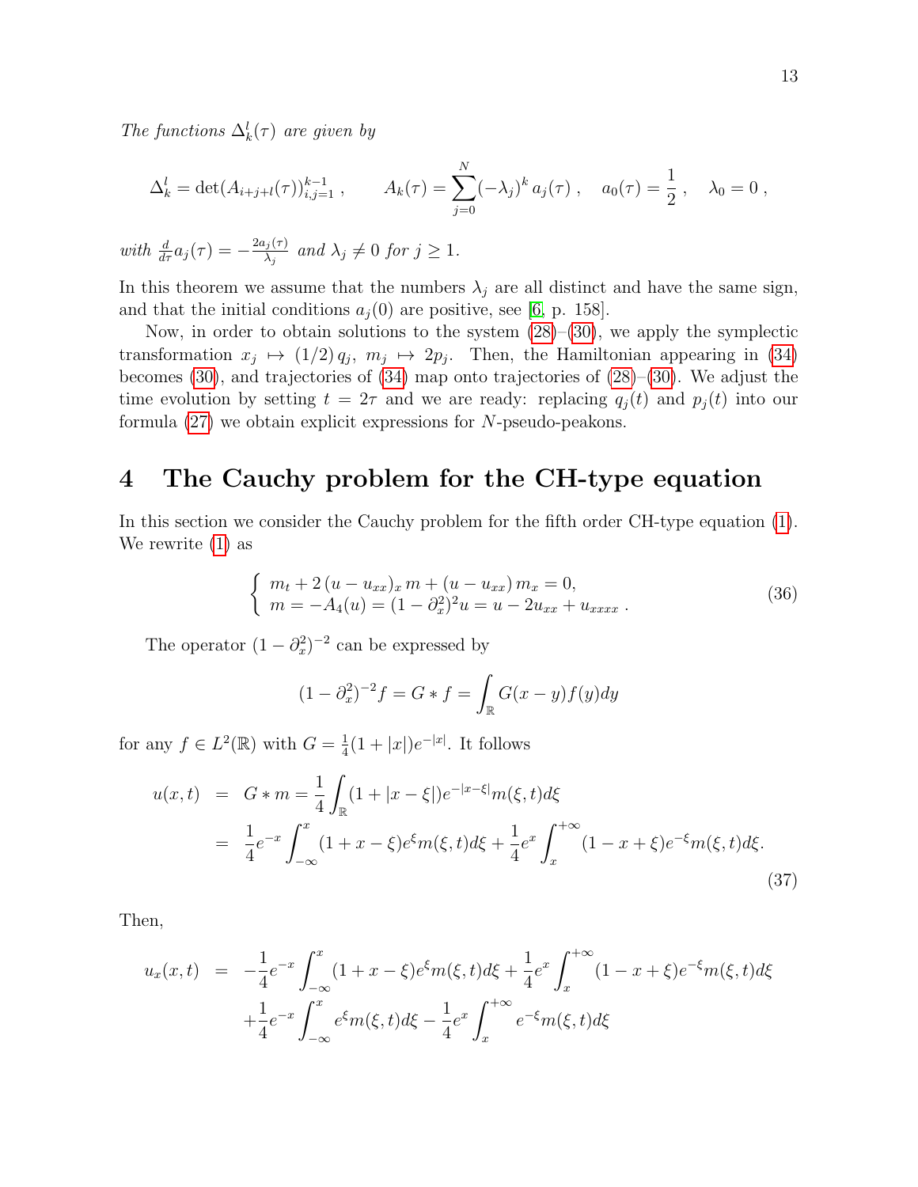*The functions $\Delta_k^l(\tau)$ are given by*

$$\Delta_k^l = \det(A_{i+j+l}(\tau))_{i,j=1}^{k-1} , \qquad A_k(\tau) = \sum_{j=0}^{N} (-\lambda_j)^k \, a_j(\tau) \, , \quad a_0(\tau) = \frac{1}{2} \, , \quad \lambda_0 = 0 \, ,$$

*with $\frac{d}{d\tau} a_j(\tau) = -\frac{2a_j(\tau)}{\lambda_j}$ and $\lambda_j \neq 0$ for $j \geq 1$.*

In this theorem we assume that the numbers $\lambda_j$ are all distinct and have the same sign, and that the initial conditions $a_j(0)$ are positive, see [6, p. 158].

Now, in order to obtain solutions to the system (28)–(30), we apply the symplectic transformation $x_j \mapsto (1/2)\, q_j$, $m_j \mapsto 2p_j$. Then, the Hamiltonian appearing in (34) becomes (30), and trajectories of (34) map onto trajectories of (28)–(30). We adjust the time evolution by setting $t = 2\tau$ and we are ready: replacing $q_j(t)$ and $p_j(t)$ into our formula (27) we obtain explicit expressions for $N$-pseudo-peakons.

# 4 The Cauchy problem for the CH-type equation

In this section we consider the Cauchy problem for the fifth order CH-type equation (1). We rewrite (1) as

$$\begin{cases} m_t + 2\,(u - u_{xx})_x \, m + (u - u_{xx})\, m_x = 0, \\ m = -A_4(u) = (1 - \partial_x^2)^2 u = u - 2u_{xx} + u_{xxxx} \, . \end{cases} \tag{36}$$

The operator $(1 - \partial_x^2)^{-2}$ can be expressed by

$$(1 - \partial_x^2)^{-2} f = G * f = \int_{\mathbb{R}} G(x - y) f(y) dy$$

for any $f \in L^2(\mathbb{R})$ with $G = \frac{1}{4}(1 + |x|)e^{-|x|}$. It follows

$$\begin{aligned} u(x,t) &= G * m = \frac{1}{4} \int_{\mathbb{R}} (1 + |x - \xi|) e^{-|x - \xi|} m(\xi, t) d\xi \\ &= \frac{1}{4} e^{-x} \int_{-\infty}^{x} (1 + x - \xi) e^{\xi} m(\xi, t) d\xi + \frac{1}{4} e^{x} \int_{x}^{+\infty} (1 - x + \xi) e^{-\xi} m(\xi, t) d\xi. \end{aligned} \tag{37}$$

Then,

$$\begin{aligned} u_x(x,t) &= -\frac{1}{4} e^{-x} \int_{-\infty}^{x} (1 + x - \xi) e^{\xi} m(\xi, t) d\xi + \frac{1}{4} e^{x} \int_{x}^{+\infty} (1 - x + \xi) e^{-\xi} m(\xi, t) d\xi \\ &\quad + \frac{1}{4} e^{-x} \int_{-\infty}^{x} e^{\xi} m(\xi, t) d\xi - \frac{1}{4} e^{x} \int_{x}^{+\infty} e^{-\xi} m(\xi, t) d\xi \end{aligned}$$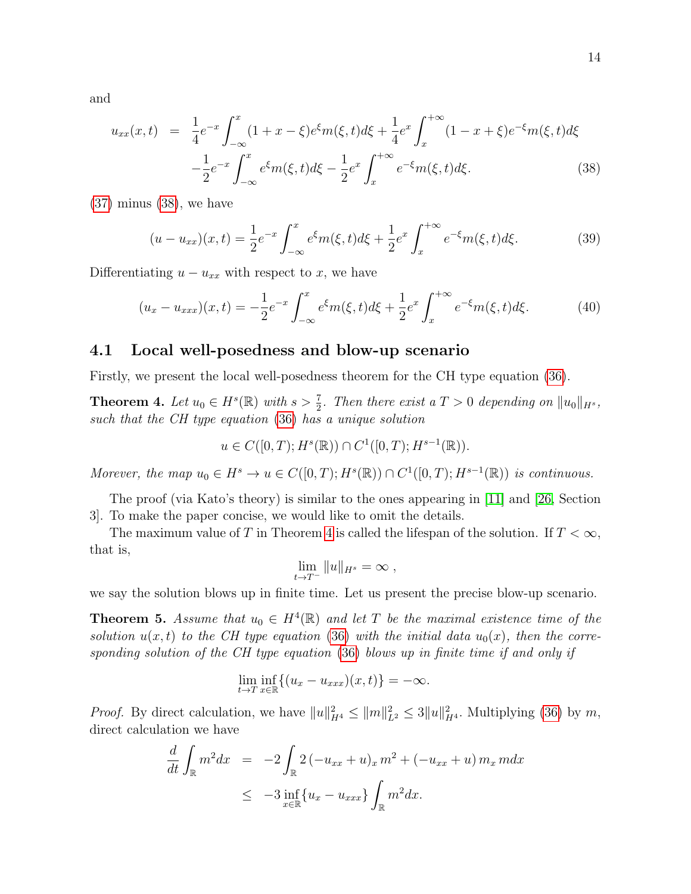and

$$
\begin{aligned}
u_{xx}(x,t) &= \frac{1}{4}e^{-x}\int_{-\infty}^{x}(1+x-\xi)e^{\xi}m(\xi,t)d\xi + \frac{1}{4}e^{x}\int_{x}^{+\infty}(1-x+\xi)e^{-\xi}m(\xi,t)d\xi \\
&\quad -\frac{1}{2}e^{-x}\int_{-\infty}^{x}e^{\xi}m(\xi,t)d\xi - \frac{1}{2}e^{x}\int_{x}^{+\infty}e^{-\xi}m(\xi,t)d\xi. \qquad (38)
\end{aligned}
$$

(37) minus (38), we have

$$
(u-u_{xx})(x,t) = \frac{1}{2}e^{-x}\int_{-\infty}^{x}e^{\xi}m(\xi,t)d\xi + \frac{1}{2}e^{x}\int_{x}^{+\infty}e^{-\xi}m(\xi,t)d\xi. \qquad (39)
$$

Differentiating $u-u_{xx}$ with respect to $x$, we have

$$
(u_x-u_{xxx})(x,t) = -\frac{1}{2}e^{-x}\int_{-\infty}^{x}e^{\xi}m(\xi,t)d\xi + \frac{1}{2}e^{x}\int_{x}^{+\infty}e^{-\xi}m(\xi,t)d\xi. \qquad (40)
$$

### 4.1 Local well-posedness and blow-up scenario

Firstly, we present the local well-posedness theorem for the CH type equation (36).

**Theorem 4.** *Let $u_0 \in H^s(\mathbb{R})$ with $s > \frac{7}{2}$. Then there exist a $T > 0$ depending on $\|u_0\|_{H^s}$, such that the CH type equation (36) has a unique solution*

$$
u \in C([0,T);H^s(\mathbb{R})) \cap C^1([0,T);H^{s-1}(\mathbb{R})).
$$

*Morever, the map $u_0 \in H^s \to u \in C([0,T);H^s(\mathbb{R})) \cap C^1([0,T);H^{s-1}(\mathbb{R}))$ is continuous.*

The proof (via Kato's theory) is similar to the ones appearing in [11] and [26, Section 3]. To make the paper concise, we would like to omit the details.

The maximum value of $T$ in Theorem 4 is called the lifespan of the solution. If $T < \infty$, that is,

$$
\lim_{t\to T^-}\|u\|_{H^s} = \infty\ ,
$$

we say the solution blows up in finite time. Let us present the precise blow-up scenario.

**Theorem 5.** *Assume that $u_0 \in H^4(\mathbb{R})$ and let $T$ be the maximal existence time of the solution $u(x,t)$ to the CH type equation (36) with the initial data $u_0(x)$, then the corresponding solution of the CH type equation (36) blows up in finite time if and only if*

$$
\lim_{t\to T}\inf_{x\in\mathbb{R}}\{(u_x-u_{xxx})(x,t)\} = -\infty.
$$

*Proof.* By direct calculation, we have $\|u\|_{H^4}^2 \le \|m\|_{L^2}^2 \le 3\|u\|_{H^4}^2$. Multiplying (36) by $m$, direct calculation we have

$$
\begin{aligned}
\frac{d}{dt}\int_{\mathbb{R}} m^2 dx &= -2\int_{\mathbb{R}} 2\left(-u_{xx}+u\right)_x m^2 + \left(-u_{xx}+u\right)m_x m dx \\
&\le -3\inf_{x\in\mathbb{R}}\{u_x-u_{xxx}\}\int_{\mathbb{R}} m^2 dx.
\end{aligned}
$$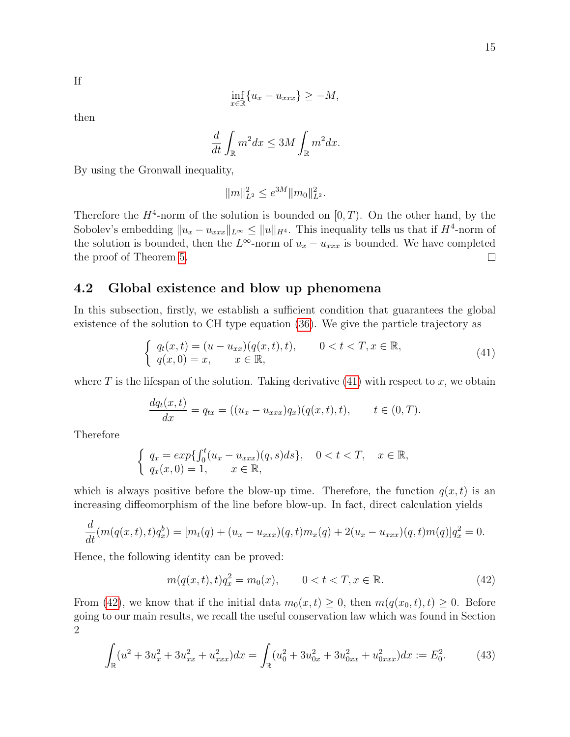If

$$\inf_{x\in\mathbb{R}}\{u_x - u_{xxx}\} \geq -M,$$

then

$$\frac{d}{dt}\int_{\mathbb{R}} m^2 dx \leq 3M \int_{\mathbb{R}} m^2 dx.$$

By using the Gronwall inequality,

$$\|m\|_{L^2}^2 \leq e^{3M}\|m_0\|_{L^2}^2.$$

Therefore the $H^4$-norm of the solution is bounded on $[0, T)$. On the other hand, by the Sobolev's embedding $\|u_x - u_{xxx}\|_{L^\infty} \leq \|u\|_{H^4}$. This inequality tells us that if $H^4$-norm of the solution is bounded, then the $L^\infty$-norm of $u_x - u_{xxx}$ is bounded. We have completed the proof of Theorem 5. □

### 4.2 Global existence and blow up phenomena

In this subsection, firstly, we establish a sufficient condition that guarantees the global existence of the solution to CH type equation (36). We give the particle trajectory as

$$\begin{cases} q_t(x,t) = (u - u_{xx})(q(x,t),t), & 0 < t < T, x \in \mathbb{R}, \\ q(x,0) = x, & x \in \mathbb{R}, \end{cases} \tag{41}$$

where $T$ is the lifespan of the solution. Taking derivative (41) with respect to $x$, we obtain

$$\frac{dq_t(x,t)}{dx} = q_{tx} = ((u_x - u_{xxx})q_x)(q(x,t),t), \qquad t \in (0,T).$$

Therefore

$$\begin{cases} q_x = exp\{\int_0^t (u_x - u_{xxx})(q,s)ds\}, & 0 < t < T, \quad x \in \mathbb{R}, \\ q_x(x,0) = 1, & x \in \mathbb{R}, \end{cases}$$

which is always positive before the blow-up time. Therefore, the function $q(x,t)$ is an increasing diffeomorphism of the line before blow-up. In fact, direct calculation yields

$$\frac{d}{dt}(m(q(x,t),t)q_x^b) = [m_t(q) + (u_x - u_{xxx})(q,t)m_x(q) + 2(u_x - u_{xxx})(q,t)m(q)]q_x^2 = 0.$$

Hence, the following identity can be proved:

$$m(q(x,t),t)q_x^2 = m_0(x), \qquad 0 < t < T, x \in \mathbb{R}. \tag{42}$$

From (42), we know that if the initial data $m_0(x,t) \geq 0$, then $m(q(x_0,t),t) \geq 0$. Before going to our main results, we recall the useful conservation law which was found in Section 2

$$\int_{\mathbb{R}}(u^2 + 3u_x^2 + 3u_{xx}^2 + u_{xxx}^2)dx = \int_{\mathbb{R}}(u_0^2 + 3u_{0x}^2 + 3u_{0xx}^2 + u_{0xxx}^2)dx := E_0^2. \tag{43}$$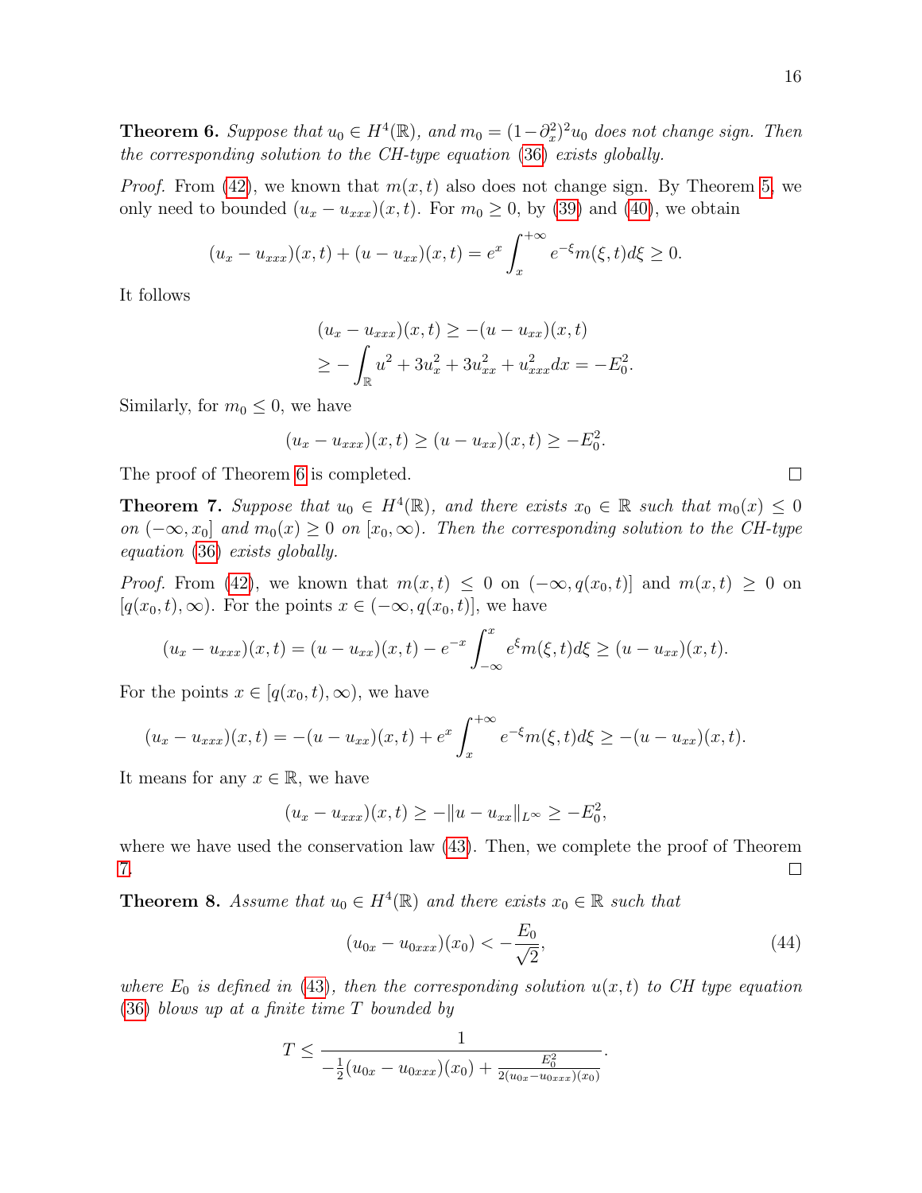**Theorem 6.** *Suppose that $u_0 \in H^4(\mathbb{R})$, and $m_0 = (1-\partial_x^2)^2 u_0$ does not change sign. Then the corresponding solution to the CH-type equation (36) exists globally.*

*Proof.* From (42), we known that $m(x,t)$ also does not change sign. By Theorem 5, we only need to bounded $(u_x - u_{xxx})(x,t)$. For $m_0 \geq 0$, by (39) and (40), we obtain

$$(u_x - u_{xxx})(x,t) + (u - u_{xx})(x,t) = e^x \int_x^{+\infty} e^{-\xi} m(\xi, t) d\xi \geq 0.$$

It follows

$$\begin{aligned}
&(u_x - u_{xxx})(x,t) \geq -(u - u_{xx})(x,t) \\
&\geq -\int_{\mathbb{R}} u^2 + 3u_x^2 + 3u_{xx}^2 + u_{xxx}^2 dx = -E_0^2.
\end{aligned}$$

Similarly, for $m_0 \leq 0$, we have

$$(u_x - u_{xxx})(x,t) \geq (u - u_{xx})(x,t) \geq -E_0^2.$$

The proof of Theorem 6 is completed. $\square$

**Theorem 7.** *Suppose that $u_0 \in H^4(\mathbb{R})$, and there exists $x_0 \in \mathbb{R}$ such that $m_0(x) \leq 0$ on $(-\infty, x_0]$ and $m_0(x) \geq 0$ on $[x_0, \infty)$. Then the corresponding solution to the CH-type equation (36) exists globally.*

*Proof.* From (42), we known that $m(x,t) \leq 0$ on $(-\infty, q(x_0,t)]$ and $m(x,t) \geq 0$ on $[q(x_0,t), \infty)$. For the points $x \in (-\infty, q(x_0,t)]$, we have

$$(u_x - u_{xxx})(x,t) = (u - u_{xx})(x,t) - e^{-x} \int_{-\infty}^{x} e^{\xi} m(\xi,t) d\xi \geq (u - u_{xx})(x,t).$$

For the points $x \in [q(x_0,t), \infty)$, we have

$$(u_x - u_{xxx})(x,t) = -(u - u_{xx})(x,t) + e^x \int_x^{+\infty} e^{-\xi} m(\xi,t) d\xi \geq -(u - u_{xx})(x,t).$$

It means for any $x \in \mathbb{R}$, we have

$$(u_x - u_{xxx})(x,t) \geq -\|u - u_{xx}\|_{L^\infty} \geq -E_0^2,$$

where we have used the conservation law (43). Then, we complete the proof of Theorem 7. $\square$

**Theorem 8.** *Assume that $u_0 \in H^4(\mathbb{R})$ and there exists $x_0 \in \mathbb{R}$ such that*

$$(u_{0x} - u_{0xxx})(x_0) < -\frac{E_0}{\sqrt{2}}, \tag{44}$$

*where $E_0$ is defined in (43), then the corresponding solution $u(x,t)$ to CH type equation (36) blows up at a finite time $T$ bounded by*

$$T \leq \frac{1}{-\frac{1}{2}(u_{0x} - u_{0xxx})(x_0) + \frac{E_0^2}{2(u_{0x} - u_{0xxx})(x_0)}}.$$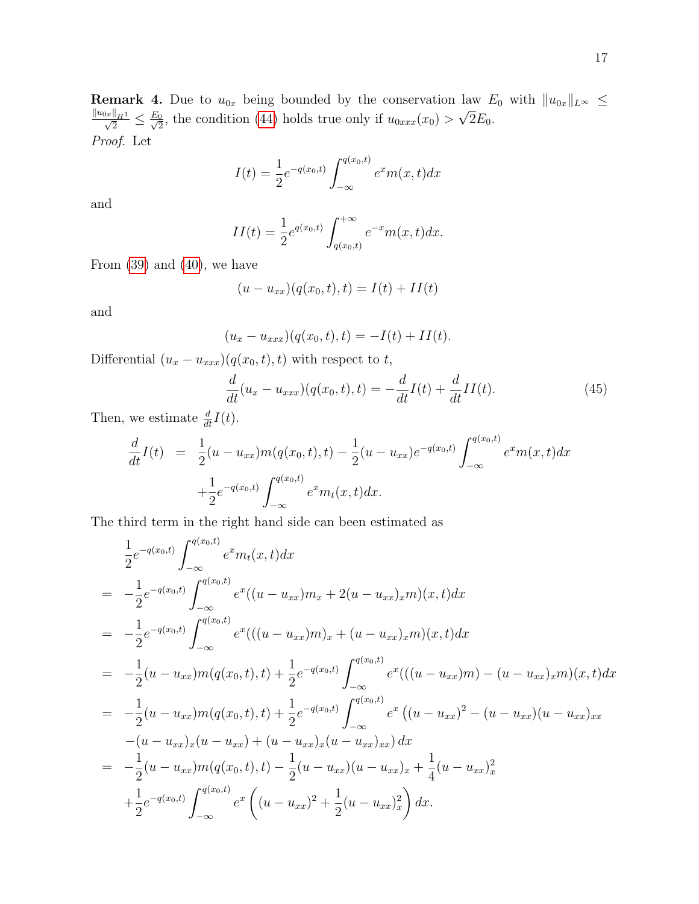**Remark 4.** Due to $u_{0x}$ being bounded by the conservation law $E_0$ with $\|u_{0x}\|_{L^\infty} \leq \frac{\|u_{0x}\|_{H^1}}{\sqrt{2}} \leq \frac{E_0}{\sqrt{2}}$, the condition (44) holds true only if $u_{0xxx}(x_0) > \sqrt{2}E_0$.

*Proof.* Let

$$I(t) = \frac{1}{2}e^{-q(x_0,t)} \int_{-\infty}^{q(x_0,t)} e^x m(x,t)dx$$

and

$$II(t) = \frac{1}{2}e^{q(x_0,t)} \int_{q(x_0,t)}^{+\infty} e^{-x} m(x,t)dx.$$

From (39) and (40), we have

$$(u - u_{xx})(q(x_0,t),t) = I(t) + II(t)$$

and

$$(u_x - u_{xxx})(q(x_0,t),t) = -I(t) + II(t).$$

Differential $(u_x - u_{xxx})(q(x_0,t),t)$ with respect to $t$,

$$\frac{d}{dt}(u_x - u_{xxx})(q(x_0,t),t) = -\frac{d}{dt}I(t) + \frac{d}{dt}II(t). \tag{45}$$

Then, we estimate $\frac{d}{dt}I(t)$.

$$\begin{aligned}
\frac{d}{dt}I(t) &= \frac{1}{2}(u-u_{xx})m(q(x_0,t),t) - \frac{1}{2}(u-u_{xx})e^{-q(x_0,t)}\int_{-\infty}^{q(x_0,t)} e^x m(x,t)dx \\
&\quad + \frac{1}{2}e^{-q(x_0,t)}\int_{-\infty}^{q(x_0,t)} e^x m_t(x,t)dx.
\end{aligned}$$

The third term in the right hand side can been estimated as

$$\begin{aligned}
&\frac{1}{2}e^{-q(x_0,t)}\int_{-\infty}^{q(x_0,t)} e^x m_t(x,t)dx \\
=\ & -\frac{1}{2}e^{-q(x_0,t)}\int_{-\infty}^{q(x_0,t)} e^x((u-u_{xx})m_x + 2(u-u_{xx})_x m)(x,t)dx \\
=\ & -\frac{1}{2}e^{-q(x_0,t)}\int_{-\infty}^{q(x_0,t)} e^x(((u-u_{xx})m)_x + (u-u_{xx})_x m)(x,t)dx \\
=\ & -\frac{1}{2}(u-u_{xx})m(q(x_0,t),t) + \frac{1}{2}e^{-q(x_0,t)}\int_{-\infty}^{q(x_0,t)} e^x(((u-u_{xx})m) - (u-u_{xx})_x m)(x,t)dx \\
=\ & -\frac{1}{2}(u-u_{xx})m(q(x_0,t),t) + \frac{1}{2}e^{-q(x_0,t)}\int_{-\infty}^{q(x_0,t)} e^x \big((u-u_{xx})^2 - (u-u_{xx})(u-u_{xx})_{xx} \\
& -(u-u_{xx})_x(u-u_{xx}) + (u-u_{xx})_x(u-u_{xx})_{xx}\big)\, dx \\
=\ & -\frac{1}{2}(u-u_{xx})m(q(x_0,t),t) - \frac{1}{2}(u-u_{xx})(u-u_{xx})_x + \frac{1}{4}(u-u_{xx})_x^2 \\
& + \frac{1}{2}e^{-q(x_0,t)}\int_{-\infty}^{q(x_0,t)} e^x \left((u-u_{xx})^2 + \frac{1}{2}(u-u_{xx})_x^2\right) dx.
\end{aligned}$$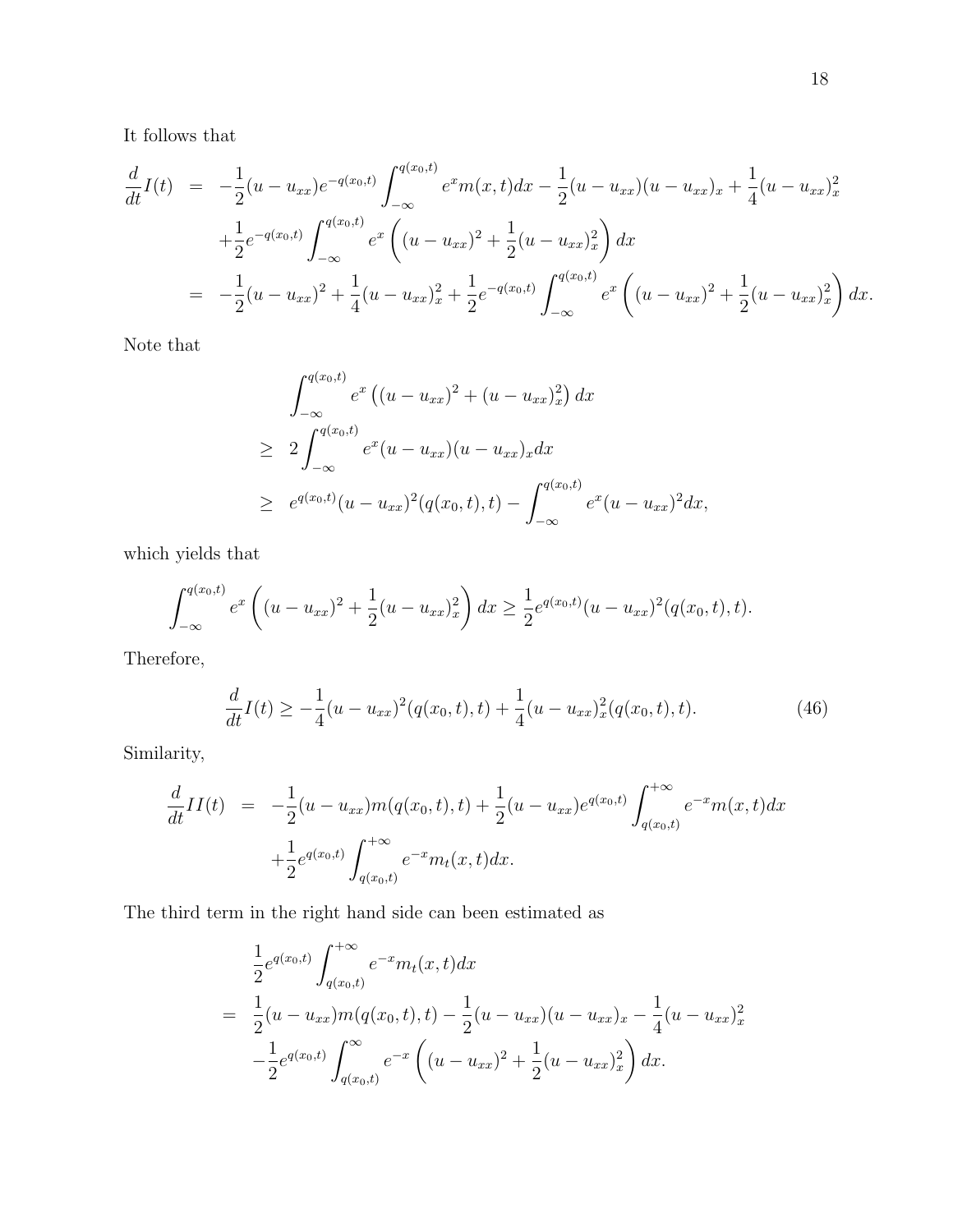It follows that

$$
\begin{aligned}
\frac{d}{dt}I(t) &= -\frac{1}{2}(u-u_{xx})e^{-q(x_0,t)}\int_{-\infty}^{q(x_0,t)} e^x m(x,t)dx - \frac{1}{2}(u-u_{xx})(u-u_{xx})_x + \frac{1}{4}(u-u_{xx})_x^2 \\
&\quad + \frac{1}{2}e^{-q(x_0,t)}\int_{-\infty}^{q(x_0,t)} e^x\left((u-u_{xx})^2 + \frac{1}{2}(u-u_{xx})_x^2\right)dx \\
&= -\frac{1}{2}(u-u_{xx})^2 + \frac{1}{4}(u-u_{xx})_x^2 + \frac{1}{2}e^{-q(x_0,t)}\int_{-\infty}^{q(x_0,t)} e^x\left((u-u_{xx})^2 + \frac{1}{2}(u-u_{xx})_x^2\right)dx.
\end{aligned}
$$

Note that

$$
\begin{aligned}
& \int_{-\infty}^{q(x_0,t)} e^x\left((u-u_{xx})^2 + (u-u_{xx})_x^2\right)dx \\
\geq\; & 2\int_{-\infty}^{q(x_0,t)} e^x (u-u_{xx})(u-u_{xx})_x dx \\
\geq\; & e^{q(x_0,t)}(u-u_{xx})^2(q(x_0,t),t) - \int_{-\infty}^{q(x_0,t)} e^x (u-u_{xx})^2 dx,
\end{aligned}
$$

which yields that

$$
\int_{-\infty}^{q(x_0,t)} e^x\left((u-u_{xx})^2 + \frac{1}{2}(u-u_{xx})_x^2\right)dx \geq \frac{1}{2}e^{q(x_0,t)}(u-u_{xx})^2(q(x_0,t),t).
$$

Therefore,

$$
\frac{d}{dt}I(t) \geq -\frac{1}{4}(u-u_{xx})^2(q(x_0,t),t) + \frac{1}{4}(u-u_{xx})_x^2(q(x_0,t),t). \tag{46}
$$

Similarity,

$$
\begin{aligned}
\frac{d}{dt}II(t) &= -\frac{1}{2}(u-u_{xx})m(q(x_0,t),t) + \frac{1}{2}(u-u_{xx})e^{q(x_0,t)}\int_{q(x_0,t)}^{+\infty} e^{-x}m(x,t)dx \\
&\quad + \frac{1}{2}e^{q(x_0,t)}\int_{q(x_0,t)}^{+\infty} e^{-x}m_t(x,t)dx.
\end{aligned}
$$

The third term in the right hand side can been estimated as

$$
\begin{aligned}
& \frac{1}{2}e^{q(x_0,t)}\int_{q(x_0,t)}^{+\infty} e^{-x}m_t(x,t)dx \\
=\; & \frac{1}{2}(u-u_{xx})m(q(x_0,t),t) - \frac{1}{2}(u-u_{xx})(u-u_{xx})_x - \frac{1}{4}(u-u_{xx})_x^2 \\
& -\frac{1}{2}e^{q(x_0,t)}\int_{q(x_0,t)}^{\infty} e^{-x}\left((u-u_{xx})^2 + \frac{1}{2}(u-u_{xx})_x^2\right)dx.
\end{aligned}
$$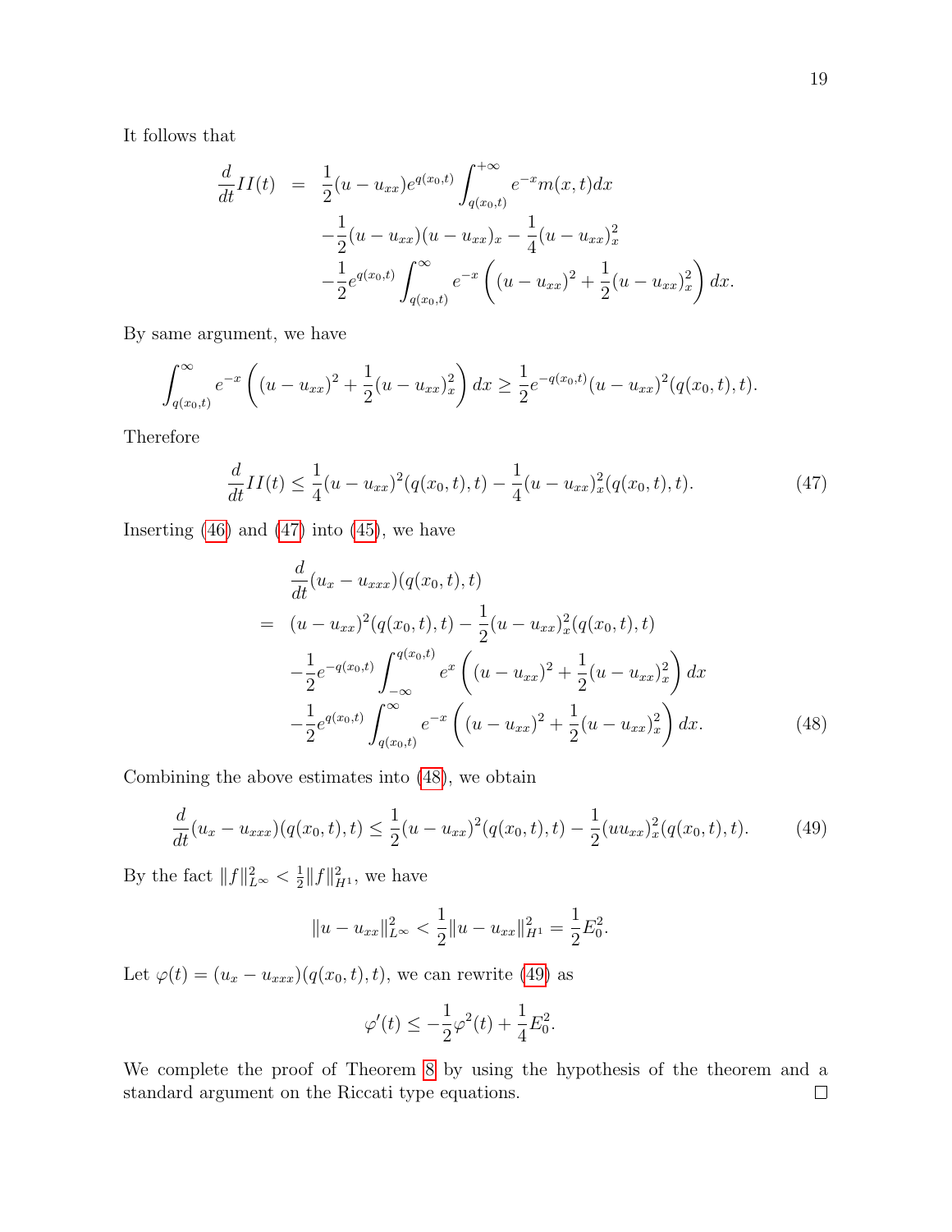It follows that

$$
\begin{aligned}
\frac{d}{dt}II(t) &= \frac{1}{2}(u-u_{xx})e^{q(x_0,t)}\int_{q(x_0,t)}^{+\infty} e^{-x}m(x,t)dx \\
&\quad -\frac{1}{2}(u-u_{xx})(u-u_{xx})_x - \frac{1}{4}(u-u_{xx})_x^2 \\
&\quad -\frac{1}{2}e^{q(x_0,t)}\int_{q(x_0,t)}^{\infty} e^{-x}\left((u-u_{xx})^2 + \frac{1}{2}(u-u_{xx})_x^2\right)dx.
\end{aligned}
$$

By same argument, we have

$$
\int_{q(x_0,t)}^{\infty} e^{-x}\left((u-u_{xx})^2 + \frac{1}{2}(u-u_{xx})_x^2\right)dx \geq \frac{1}{2}e^{-q(x_0,t)}(u-u_{xx})^2(q(x_0,t),t).
$$

Therefore

$$
\frac{d}{dt}II(t) \leq \frac{1}{4}(u-u_{xx})^2(q(x_0,t),t) - \frac{1}{4}(u-u_{xx})_x^2(q(x_0,t),t). \tag{47}
$$

Inserting (46) and (47) into (45), we have

$$
\begin{aligned}
&\frac{d}{dt}(u_x-u_{xxx})(q(x_0,t),t) \\
&= (u-u_{xx})^2(q(x_0,t),t) - \frac{1}{2}(u-u_{xx})_x^2(q(x_0,t),t) \\
&\quad -\frac{1}{2}e^{-q(x_0,t)}\int_{-\infty}^{q(x_0,t)} e^{x}\left((u-u_{xx})^2 + \frac{1}{2}(u-u_{xx})_x^2\right)dx \\
&\quad -\frac{1}{2}e^{q(x_0,t)}\int_{q(x_0,t)}^{\infty} e^{-x}\left((u-u_{xx})^2 + \frac{1}{2}(u-u_{xx})_x^2\right)dx.
\end{aligned} \tag{48}
$$

Combining the above estimates into (48), we obtain

$$
\frac{d}{dt}(u_x-u_{xxx})(q(x_0,t),t) \leq \frac{1}{2}(u-u_{xx})^2(q(x_0,t),t) - \frac{1}{2}(uu_{xx})_x^2(q(x_0,t),t). \tag{49}
$$

By the fact $\|f\|_{L^\infty}^2 < \frac{1}{2}\|f\|_{H^1}^2$, we have

$$
\|u-u_{xx}\|_{L^\infty}^2 < \frac{1}{2}\|u-u_{xx}\|_{H^1}^2 = \frac{1}{2}E_0^2.
$$

Let $\varphi(t) = (u_x - u_{xxx})(q(x_0,t),t)$, we can rewrite (49) as

$$
\varphi'(t) \leq -\frac{1}{2}\varphi^2(t) + \frac{1}{4}E_0^2.
$$

We complete the proof of Theorem 8 by using the hypothesis of the theorem and a standard argument on the Riccati type equations. $\square$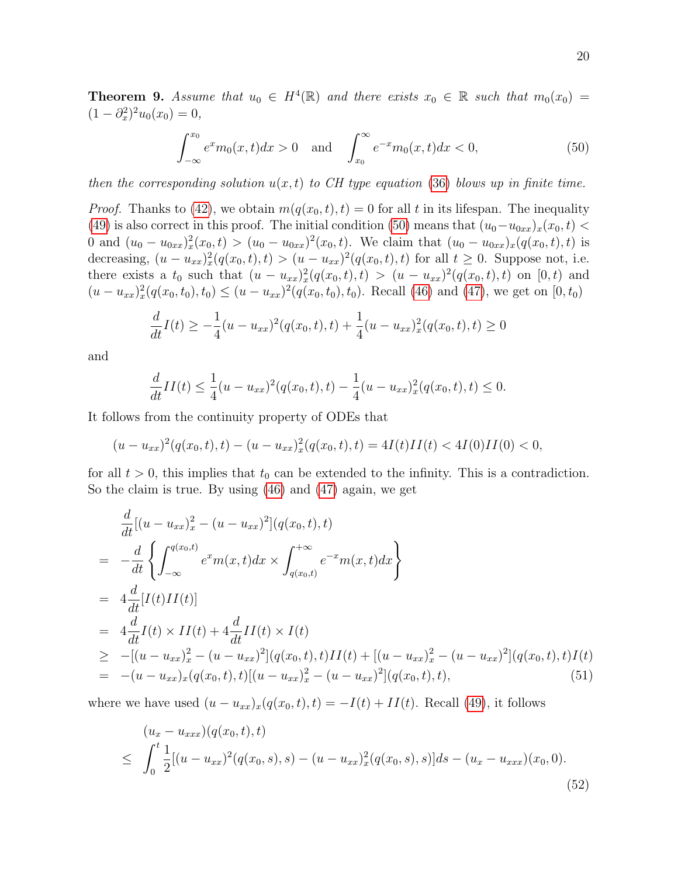**Theorem 9.** *Assume that $u_0 \in H^4(\mathbb{R})$ and there exists $x_0 \in \mathbb{R}$ such that $m_0(x_0) = (1-\partial_x^2)^2 u_0(x_0) = 0$,*

$$\int_{-\infty}^{x_0} e^x m_0(x,t)dx > 0 \quad \text{and} \quad \int_{x_0}^{\infty} e^{-x} m_0(x,t)dx < 0, \tag{50}$$

*then the corresponding solution $u(x,t)$ to CH type equation (36) blows up in finite time.*

*Proof.* Thanks to (42), we obtain $m(q(x_0,t),t) = 0$ for all $t$ in its lifespan. The inequality (49) is also correct in this proof. The initial condition (50) means that $(u_0 - u_{0xx})_x(x_0,t) < 0$ and $(u_0 - u_{0xx})_x^2(x_0,t) > (u_0 - u_{0xx})^2(x_0,t)$. We claim that $(u_0 - u_{0xx})_x(q(x_0,t),t)$ is decreasing, $(u - u_{xx})_x^2(q(x_0,t),t) > (u - u_{xx})^2(q(x_0,t),t)$ for all $t \geq 0$. Suppose not, i.e. there exists a $t_0$ such that $(u - u_{xx})_x^2(q(x_0,t),t) > (u - u_{xx})^2(q(x_0,t),t)$ on $[0,t)$ and $(u - u_{xx})_x^2(q(x_0,t_0),t_0) \leq (u - u_{xx})^2(q(x_0,t_0),t_0)$. Recall (46) and (47), we get on $[0,t_0)$

$$\frac{d}{dt} I(t) \geq -\frac{1}{4}(u - u_{xx})^2(q(x_0,t),t) + \frac{1}{4}(u - u_{xx})_x^2(q(x_0,t),t) \geq 0$$

and

$$\frac{d}{dt} II(t) \leq \frac{1}{4}(u - u_{xx})^2(q(x_0,t),t) - \frac{1}{4}(u - u_{xx})_x^2(q(x_0,t),t) \leq 0.$$

It follows from the continuity property of ODEs that

$$(u - u_{xx})^2(q(x_0,t),t) - (u - u_{xx})_x^2(q(x_0,t),t) = 4I(t)II(t) < 4I(0)II(0) < 0,$$

for all $t > 0$, this implies that $t_0$ can be extended to the infinity. This is a contradiction. So the claim is true. By using (46) and (47) again, we get

$$\begin{aligned}
&\frac{d}{dt}[(u - u_{xx})_x^2 - (u - u_{xx})^2](q(x_0,t),t) \\
= \;& -\frac{d}{dt}\left\{\int_{-\infty}^{q(x_0,t)} e^x m(x,t)dx \times \int_{q(x_0,t)}^{+\infty} e^{-x} m(x,t)dx\right\} \\
= \;& 4\frac{d}{dt}[I(t)II(t)] \\
= \;& 4\frac{d}{dt}I(t) \times II(t) + 4\frac{d}{dt}II(t) \times I(t) \\
\geq \;& -[(u - u_{xx})_x^2 - (u - u_{xx})^2](q(x_0,t),t)II(t) + [(u - u_{xx})_x^2 - (u - u_{xx})^2](q(x_0,t),t)I(t) \\
= \;& -(u - u_{xx})_x(q(x_0,t),t)[(u - u_{xx})_x^2 - (u - u_{xx})^2](q(x_0,t),t),
\end{aligned} \tag{51}$$

where we have used $(u - u_{xx})_x(q(x_0,t),t) = -I(t) + II(t)$. Recall (49), it follows

$$\begin{aligned}
&(u_x - u_{xxx})(q(x_0,t),t) \\
\leq \;& \int_0^t \frac{1}{2}[(u - u_{xx})^2(q(x_0,s),s) - (u - u_{xx})_x^2(q(x_0,s),s)]ds - (u_x - u_{xxx})(x_0,0).
\end{aligned} \tag{52}$$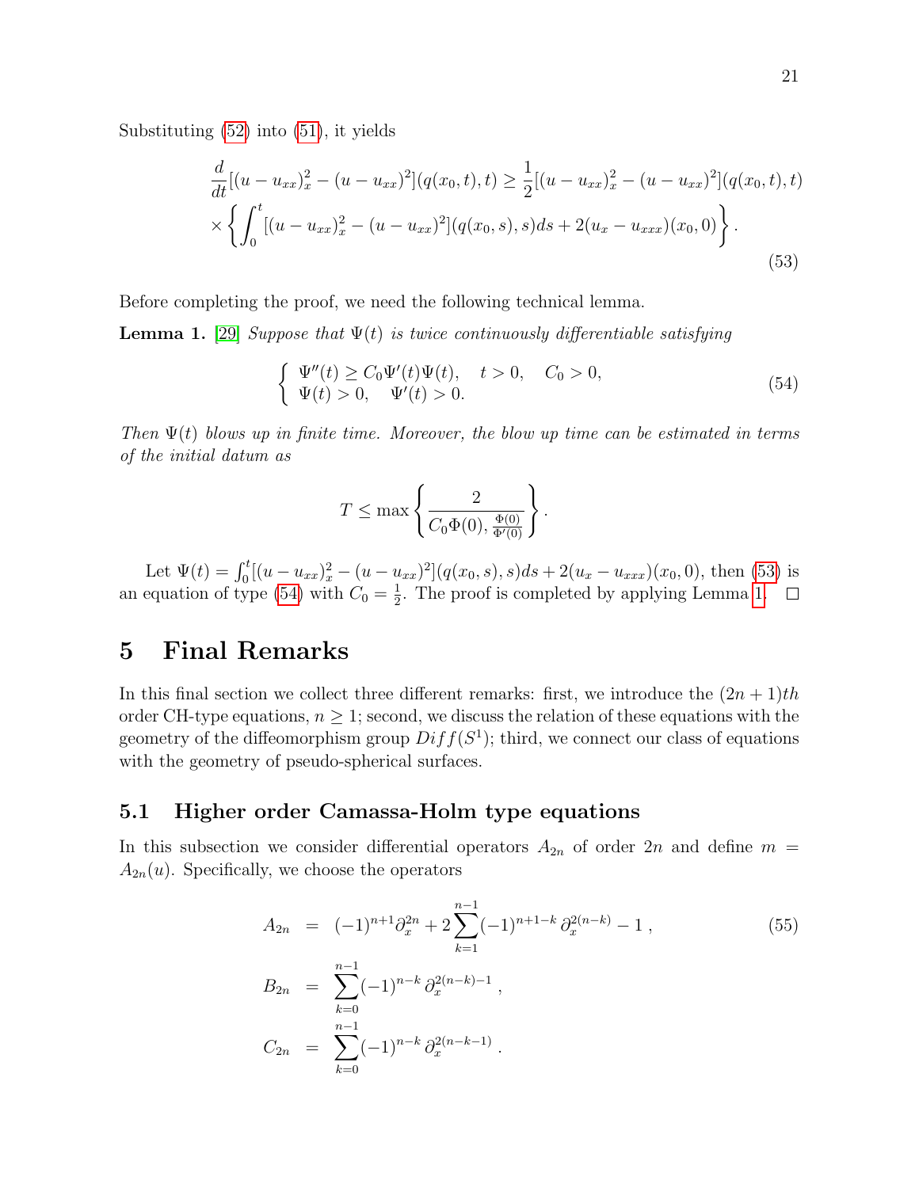Substituting (52) into (51), it yields

$$\frac{d}{dt}[(u-u_{xx})_x^2-(u-u_{xx})^2](q(x_0,t),t) \geq \frac{1}{2}[(u-u_{xx})_x^2-(u-u_{xx})^2](q(x_0,t),t)$$
$$\times\left\{\int_0^t [(u-u_{xx})_x^2-(u-u_{xx})^2](q(x_0,s),s)ds + 2(u_x-u_{xxx})(x_0,0)\right\}. \tag{53}$$

Before completing the proof, we need the following technical lemma.

**Lemma 1.** [29] *Suppose that $\Psi(t)$ is twice continuously differentiable satisfying*

$$\left\{\begin{array}{l} \Psi''(t) \geq C_0\Psi'(t)\Psi(t), \quad t>0, \quad C_0>0, \\ \Psi(t)>0, \quad \Psi'(t)>0. \end{array}\right. \tag{54}$$

*Then $\Psi(t)$ blows up in finite time. Moreover, the blow up time can be estimated in terms of the initial datum as*

$$T \leq \max\left\{\frac{2}{C_0\Phi(0), \frac{\Phi(0)}{\Phi'(0)}}\right\}.$$

Let $\Psi(t)=\int_0^t[(u-u_{xx})_x^2-(u-u_{xx})^2](q(x_0,s),s)ds+2(u_x-u_{xxx})(x_0,0)$, then (53) is an equation of type (54) with $C_0=\frac{1}{2}$. The proof is completed by applying Lemma 1. □

## 5 Final Remarks

In this final section we collect three different remarks: first, we introduce the $(2n+1)th$ order CH-type equations, $n \geq 1$; second, we discuss the relation of these equations with the geometry of the diffeomorphism group $Diff(S^1)$; third, we connect our class of equations with the geometry of pseudo-spherical surfaces.

### 5.1 Higher order Camassa-Holm type equations

In this subsection we consider differential operators $A_{2n}$ of order $2n$ and define $m=A_{2n}(u)$. Specifically, we choose the operators

$$\begin{aligned} A_{2n} &= (-1)^{n+1}\partial_x^{2n}+2\sum_{k=1}^{n-1}(-1)^{n+1-k}\,\partial_x^{2(n-k)}-1\,, \\ B_{2n} &= \sum_{k=0}^{n-1}(-1)^{n-k}\,\partial_x^{2(n-k)-1}\,, \\ C_{2n} &= \sum_{k=0}^{n-1}(-1)^{n-k}\,\partial_x^{2(n-k-1)}\,. \end{aligned} \tag{55}$$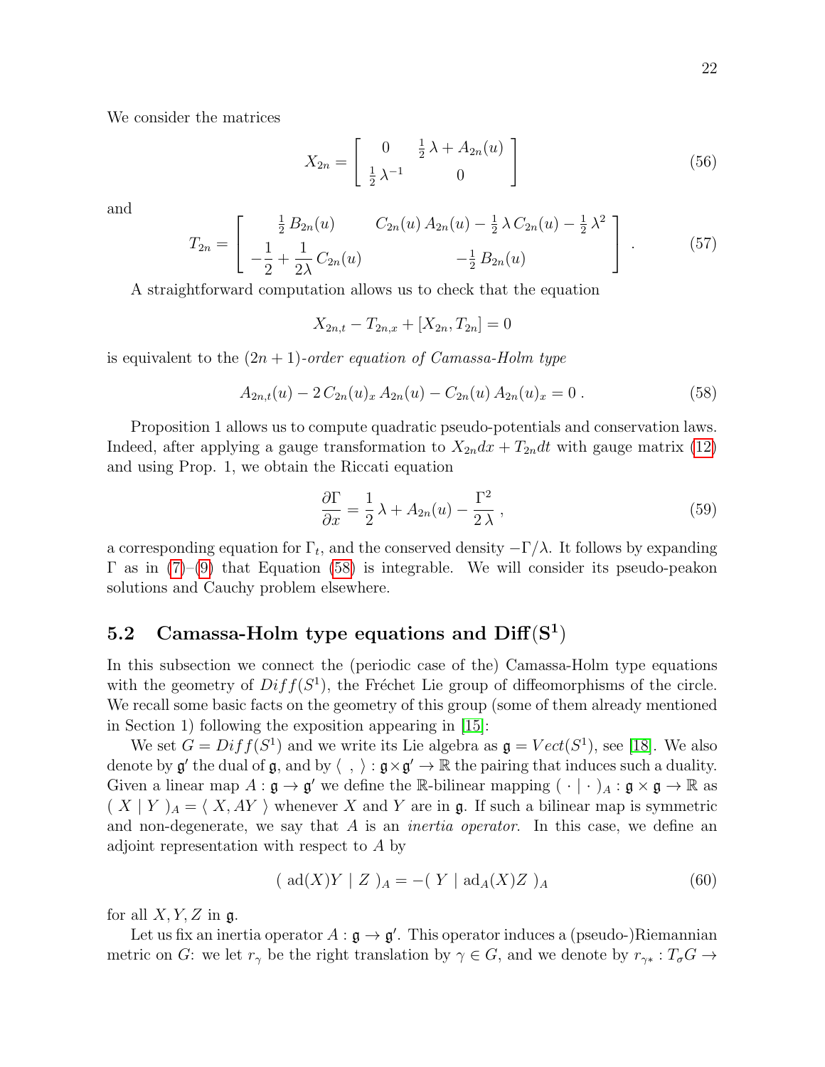We consider the matrices

$$
X_{2n} = \left[ \begin{array}{cc} 0 & \frac{1}{2}\,\lambda + A_{2n}(u) \\ \frac{1}{2}\,\lambda^{-1} & 0 \end{array} \right] \tag{56}
$$

and

$$
T_{2n} = \left[ \begin{array}{cc} \frac{1}{2}\,B_{2n}(u) & C_{2n}(u)\,A_{2n}(u) - \frac{1}{2}\,\lambda\,C_{2n}(u) - \frac{1}{2}\,\lambda^2 \\ -\dfrac{1}{2} + \dfrac{1}{2\lambda}\,C_{2n}(u) & -\frac{1}{2}\,B_{2n}(u) \end{array} \right] . \tag{57}
$$

A straightforward computation allows us to check that the equation

$$
X_{2n,t} - T_{2n,x} + [X_{2n}, T_{2n}] = 0
$$

is equivalent to the $(2n+1)$-*order equation of Camassa-Holm type*

$$
A_{2n,t}(u) - 2\,C_{2n}(u)_x\,A_{2n}(u) - C_{2n}(u)\,A_{2n}(u)_x = 0\ . \tag{58}
$$

Proposition 1 allows us to compute quadratic pseudo-potentials and conservation laws. Indeed, after applying a gauge transformation to $X_{2n}dx + T_{2n}dt$ with gauge matrix (12) and using Prop. 1, we obtain the Riccati equation

$$
\frac{\partial \Gamma}{\partial x} = \frac{1}{2}\,\lambda + A_{2n}(u) - \frac{\Gamma^2}{2\,\lambda}\ , \tag{59}
$$

a corresponding equation for $\Gamma_t$, and the conserved density $-\Gamma/\lambda$. It follows by expanding $\Gamma$ as in (7)–(9) that Equation (58) is integrable. We will consider its pseudo-peakon solutions and Cauchy problem elsewhere.

## 5.2 Camassa-Holm type equations and $\mathbf{Diff(S^1)}$

In this subsection we connect the (periodic case of the) Camassa-Holm type equations with the geometry of $Diff(S^1)$, the Fréchet Lie group of diffeomorphisms of the circle. We recall some basic facts on the geometry of this group (some of them already mentioned in Section 1) following the exposition appearing in [15]:

We set $G = Diff(S^1)$ and we write its Lie algebra as $\mathfrak{g} = Vect(S^1)$, see [18]. We also denote by $\mathfrak{g}'$ the dual of $\mathfrak{g}$, and by $\langle\ ,\ \rangle : \mathfrak{g} \times \mathfrak{g}' \to \mathbb{R}$ the pairing that induces such a duality. Given a linear map $A : \mathfrak{g} \to \mathfrak{g}'$ we define the $\mathbb{R}$-bilinear mapping $(\ \cdot \mid \cdot\ )_A : \mathfrak{g} \times \mathfrak{g} \to \mathbb{R}$ as $(\ X \mid Y\ )_A = \langle\ X, AY\ \rangle$ whenever $X$ and $Y$ are in $\mathfrak{g}$. If such a bilinear map is symmetric and non-degenerate, we say that $A$ is an *inertia operator*. In this case, we define an adjoint representation with respect to $A$ by

$$
(\ \mathrm{ad}(X)Y \mid Z\ )_A = -(\ Y \mid \mathrm{ad}_A(X)Z\ )_A \tag{60}
$$

for all $X, Y, Z$ in $\mathfrak{g}$.

Let us fix an inertia operator $A : \mathfrak{g} \to \mathfrak{g}'$. This operator induces a (pseudo-)Riemannian metric on $G$: we let $r_\gamma$ be the right translation by $\gamma \in G$, and we denote by $r_{\gamma *} : T_\sigma G \to$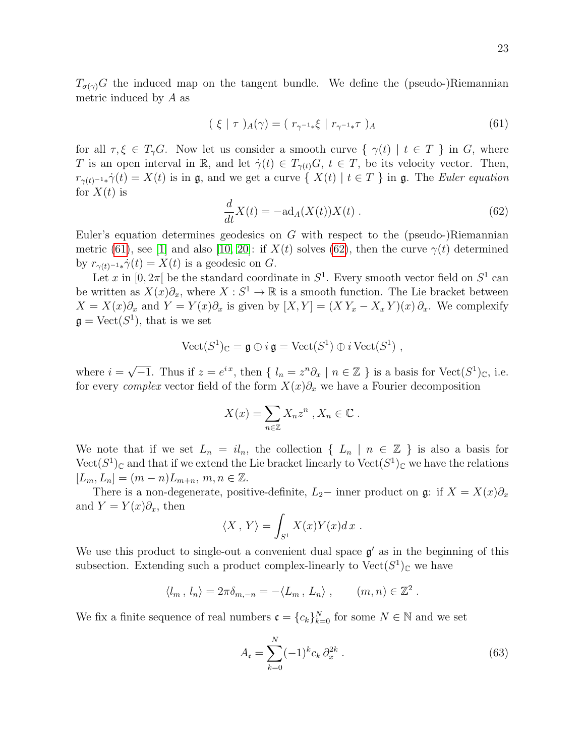$T_{\sigma(\gamma)}G$ the induced map on the tangent bundle. We define the (pseudo-)Riemannian metric induced by $A$ as

$$( \xi \mid \tau )_A(\gamma) = ( r_{\gamma^{-1}*}\xi \mid r_{\gamma^{-1}*}\tau )_A \tag{61}$$

for all $\tau, \xi \in T_\gamma G$. Now let us consider a smooth curve $\{ \gamma(t) \mid t \in T \}$ in $G$, where $T$ is an open interval in $\mathbb{R}$, and let $\dot\gamma(t) \in T_{\gamma(t)}G$, $t \in T$, be its velocity vector. Then, $r_{\gamma(t)^{-1}*}\dot\gamma(t) = X(t)$ is in $\mathfrak{g}$, and we get a curve $\{ X(t) \mid t \in T \}$ in $\mathfrak{g}$. The *Euler equation* for $X(t)$ is

$$\frac{d}{dt}X(t) = -\mathrm{ad}_A(X(t))X(t) \; . \tag{62}$$

Euler's equation determines geodesics on $G$ with respect to the (pseudo-)Riemannian metric (61), see [1] and also [10, 20]: if $X(t)$ solves (62), then the curve $\gamma(t)$ determined by $r_{\gamma(t)^{-1}*}\dot\gamma(t) = X(t)$ is a geodesic on $G$.

Let $x$ in $[0, 2\pi[$ be the standard coordinate in $S^1$. Every smooth vector field on $S^1$ can be written as $X(x)\partial_x$, where $X : S^1 \to \mathbb{R}$ is a smooth function. The Lie bracket between $X = X(x)\partial_x$ and $Y = Y(x)\partial_x$ is given by $[X, Y] = (X\,Y_x - X_x\,Y)(x)\,\partial_x$. We complexify $\mathfrak{g} = \mathrm{Vect}(S^1)$, that is we set

$$\mathrm{Vect}(S^1)_{\mathbb{C}} = \mathfrak{g} \oplus i\,\mathfrak{g} = \mathrm{Vect}(S^1) \oplus i\,\mathrm{Vect}(S^1) \; ,$$

where $i = \sqrt{-1}$. Thus if $z = e^{i\,x}$, then $\{ l_n = z^n\partial_x \mid n \in \mathbb{Z} \}$ is a basis for $\mathrm{Vect}(S^1)_{\mathbb{C}}$, i.e. for every *complex* vector field of the form $X(x)\partial_x$ we have a Fourier decomposition

$$X(x) = \sum_{n\in\mathbb{Z}} X_n z^n \; , X_n \in \mathbb{C} \; .$$

We note that if we set $L_n = il_n$, the collection $\{ L_n \mid n \in \mathbb{Z} \}$ is also a basis for $\mathrm{Vect}(S^1)_{\mathbb{C}}$ and that if we extend the Lie bracket linearly to $\mathrm{Vect}(S^1)_{\mathbb{C}}$ we have the relations $[L_m, L_n] = (m - n)L_{m+n}$, $m, n \in \mathbb{Z}$.

There is a non-degenerate, positive-definite, $L_2-$ inner product on $\mathfrak{g}$: if $X = X(x)\partial_x$ and $Y = Y(x)\partial_x$, then

$$\langle X \, , \, Y \rangle = \int_{S^1} X(x)Y(x)d\,x \; .$$

We use this product to single-out a convenient dual space $\mathfrak{g}'$ as in the beginning of this subsection. Extending such a product complex-linearly to $\mathrm{Vect}(S^1)_{\mathbb{C}}$ we have

$$\langle l_m \, , \, l_n \rangle = 2\pi\delta_{m,-n} = -\langle L_m \, , \, L_n \rangle \; , \qquad (m, n) \in \mathbb{Z}^2 \; .$$

We fix a finite sequence of real numbers $\mathfrak{c} = \{c_k\}_{k=0}^N$ for some $N \in \mathbb{N}$ and we set

$$A_{\mathfrak{c}} = \sum_{k=0}^{N} (-1)^k c_k \, \partial_x^{2k} \; . \tag{63}$$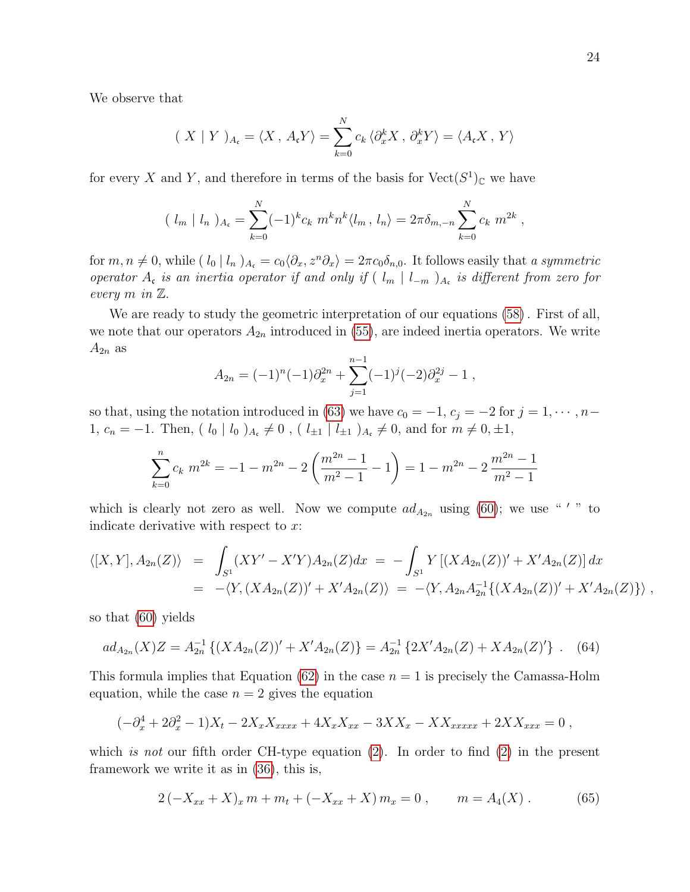We observe that

$$( \ X \mid Y \ )_{A_{\mathfrak{c}}} = \langle X \, , \, A_{\mathfrak{c}} Y \rangle = \sum_{k=0}^{N} c_k \, \langle \partial_x^k X \, , \, \partial_x^k Y \rangle = \langle A_{\mathfrak{c}} X \, , \, Y \rangle$$

for every $X$ and $Y$, and therefore in terms of the basis for $\mathrm{Vect}(S^1)_{\mathbb{C}}$ we have

$$( \ l_m \mid l_n \ )_{A_{\mathfrak{c}}} = \sum_{k=0}^{N} (-1)^k c_k \ m^k n^k \langle l_m \, , \, l_n \rangle = 2\pi \delta_{m,-n} \sum_{k=0}^{N} c_k \ m^{2k} \ ,$$

for $m, n \neq 0$, while $( \ l_0 \mid l_n \ )_{A_{\mathfrak{c}}} = c_0 \langle \partial_x, z^n \partial_x \rangle = 2\pi c_0 \delta_{n,0}$. It follows easily that *a symmetric operator $A_{\mathfrak{c}}$ is an inertia operator if and only if $( \ l_m \mid l_{-m} \ )_{A_{\mathfrak{c}}}$ is different from zero for every $m$ in $\mathbb{Z}$.*

We are ready to study the geometric interpretation of our equations (58) . First of all, we note that our operators $A_{2n}$ introduced in (55), are indeed inertia operators. We write $A_{2n}$ as

$$A_{2n} = (-1)^n(-1)\partial_x^{2n} + \sum_{j=1}^{n-1} (-1)^j (-2) \partial_x^{2j} - 1 \ ,$$

so that, using the notation introduced in (63) we have $c_0 = -1$, $c_j = -2$ for $j = 1, \cdots, n-1$, $c_n = -1$. Then, $( \ l_0 \mid l_0 \ )_{A_{\mathfrak{c}}} \neq 0$ , $( \ l_{\pm 1} \mid l_{\pm 1} \ )_{A_{\mathfrak{c}}} \neq 0$, and for $m \neq 0, \pm 1$,

$$\sum_{k=0}^{n} c_k \ m^{2k} = -1 - m^{2n} - 2 \left( \frac{m^{2n} - 1}{m^2 - 1} - 1 \right) = 1 - m^{2n} - 2 \, \frac{m^{2n} - 1}{m^2 - 1}$$

which is clearly not zero as well. Now we compute $ad_{A_{2n}}$ using (60); we use " $'$ " to indicate derivative with respect to $x$:

$$\begin{aligned}
\langle [X,Y], A_{2n}(Z) \rangle &= \int_{S^1} (XY' - X'Y) A_{2n}(Z) dx \ = \ - \int_{S^1} Y \left[ (X A_{2n}(Z))' + X' A_{2n}(Z) \right] dx \\
&= -\langle Y, (X A_{2n}(Z))' + X' A_{2n}(Z) \rangle \ = \ -\langle Y, A_{2n} A_{2n}^{-1} \{ (X A_{2n}(Z))' + X' A_{2n}(Z) \} \rangle \ ,
\end{aligned}$$

so that (60) yields

$$ad_{A_{2n}}(X)Z = A_{2n}^{-1} \left\{ (X A_{2n}(Z))' + X' A_{2n}(Z) \right\} = A_{2n}^{-1} \left\{ 2X' A_{2n}(Z) + X A_{2n}(Z)' \right\} \ . \quad (64)$$

This formula implies that Equation (62) in the case $n = 1$ is precisely the Camassa-Holm equation, while the case $n = 2$ gives the equation

$$(-\partial_x^4 + 2\partial_x^2 - 1) X_t - 2 X_x X_{xxxx} + 4 X_x X_{xx} - 3 X X_x - X X_{xxxxx} + 2 X X_{xxx} = 0 \ ,$$

which *is not* our fifth order CH-type equation (2). In order to find (2) in the present framework we write it as in (36), this is,

$$2 \left( -X_{xx} + X \right)_x m + m_t + \left( -X_{xx} + X \right) m_x = 0 \ , \qquad m = A_4(X) \ . \quad (65)$$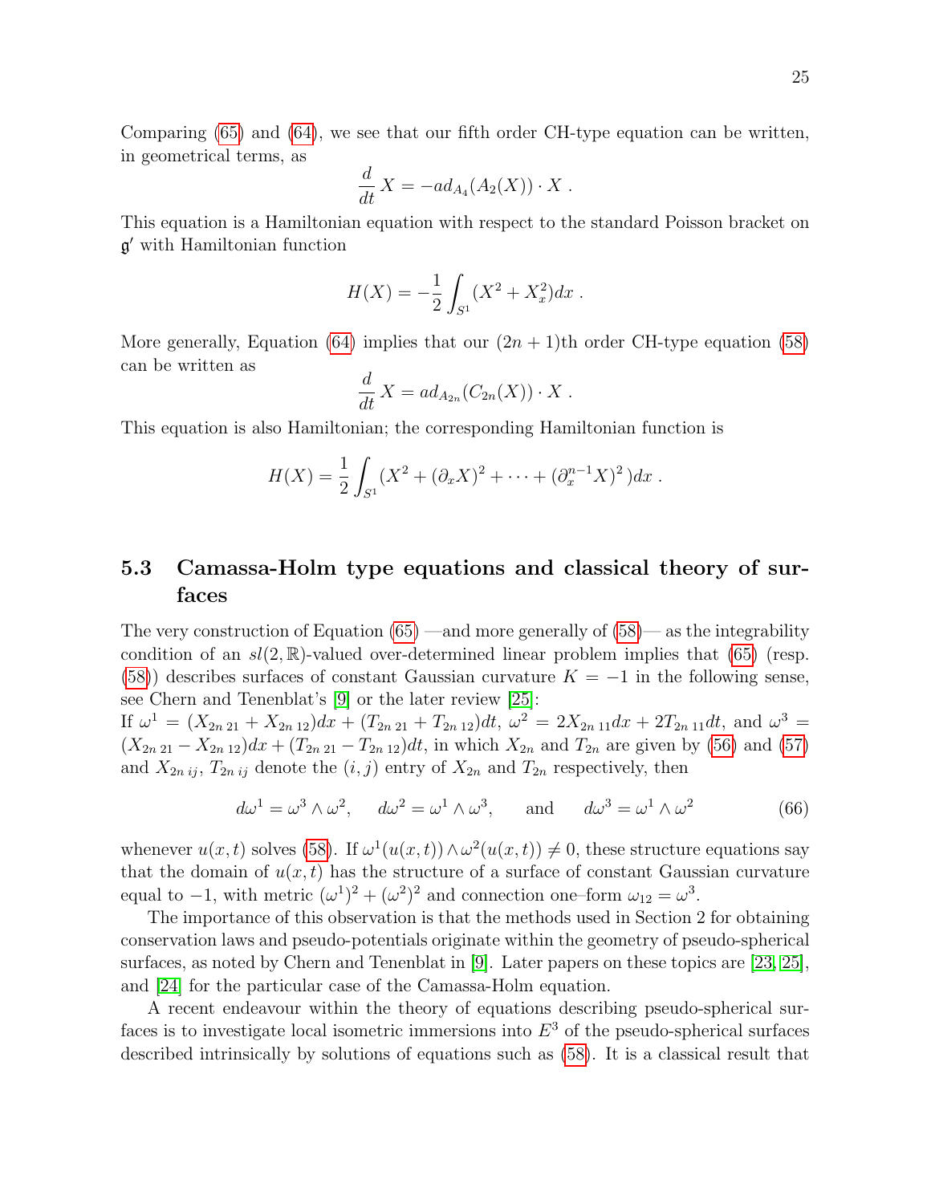Comparing (65) and (64), we see that our fifth order CH-type equation can be written, in geometrical terms, as

$$\frac{d}{dt}\, X = -ad_{A_4}(A_2(X)) \cdot X \; .$$

This equation is a Hamiltonian equation with respect to the standard Poisson bracket on $\mathfrak{g}'$ with Hamiltonian function

$$H(X) = -\frac{1}{2}\int_{S^1} (X^2 + X_x^2) dx \; .$$

More generally, Equation (64) implies that our $(2n+1)$th order CH-type equation (58) can be written as

$$\frac{d}{dt}\, X = ad_{A_{2n}}(C_{2n}(X)) \cdot X \; .$$

This equation is also Hamiltonian; the corresponding Hamiltonian function is

$$H(X) = \frac{1}{2}\int_{S^1} (X^2 + (\partial_x X)^2 + \cdots + (\partial_x^{n-1} X)^2\,) dx \; .$$

## 5.3 Camassa-Holm type equations and classical theory of surfaces

The very construction of Equation (65) —and more generally of (58)— as the integrability condition of an $sl(2,\mathbb{R})$-valued over-determined linear problem implies that (65) (resp. (58)) describes surfaces of constant Gaussian curvature $K = -1$ in the following sense, see Chern and Tenenblat's [9] or the later review [25]:
If $\omega^1 = (X_{2n\,21} + X_{2n\,12})dx + (T_{2n\,21} + T_{2n\,12})dt$, $\omega^2 = 2X_{2n\,11}dx + 2T_{2n\,11}dt$, and $\omega^3 = (X_{2n\,21} - X_{2n\,12})dx + (T_{2n\,21} - T_{2n\,12})dt$, in which $X_{2n}$ and $T_{2n}$ are given by (56) and (57) and $X_{2n\,ij}$, $T_{2n\,ij}$ denote the $(i,j)$ entry of $X_{2n}$ and $T_{2n}$ respectively, then

$$d\omega^1 = \omega^3 \wedge \omega^2, \quad d\omega^2 = \omega^1 \wedge \omega^3, \quad \text{and} \quad d\omega^3 = \omega^1 \wedge \omega^2 \tag{66}$$

whenever $u(x,t)$ solves (58). If $\omega^1(u(x,t)) \wedge \omega^2(u(x,t)) \neq 0$, these structure equations say that the domain of $u(x,t)$ has the structure of a surface of constant Gaussian curvature equal to $-1$, with metric $(\omega^1)^2 + (\omega^2)^2$ and connection one–form $\omega_{12} = \omega^3$.

The importance of this observation is that the methods used in Section 2 for obtaining conservation laws and pseudo-potentials originate within the geometry of pseudo-spherical surfaces, as noted by Chern and Tenenblat in [9]. Later papers on these topics are [23, 25], and [24] for the particular case of the Camassa-Holm equation.

A recent endeavour within the theory of equations describing pseudo-spherical surfaces is to investigate local isometric immersions into $E^3$ of the pseudo-spherical surfaces described intrinsically by solutions of equations such as (58). It is a classical result that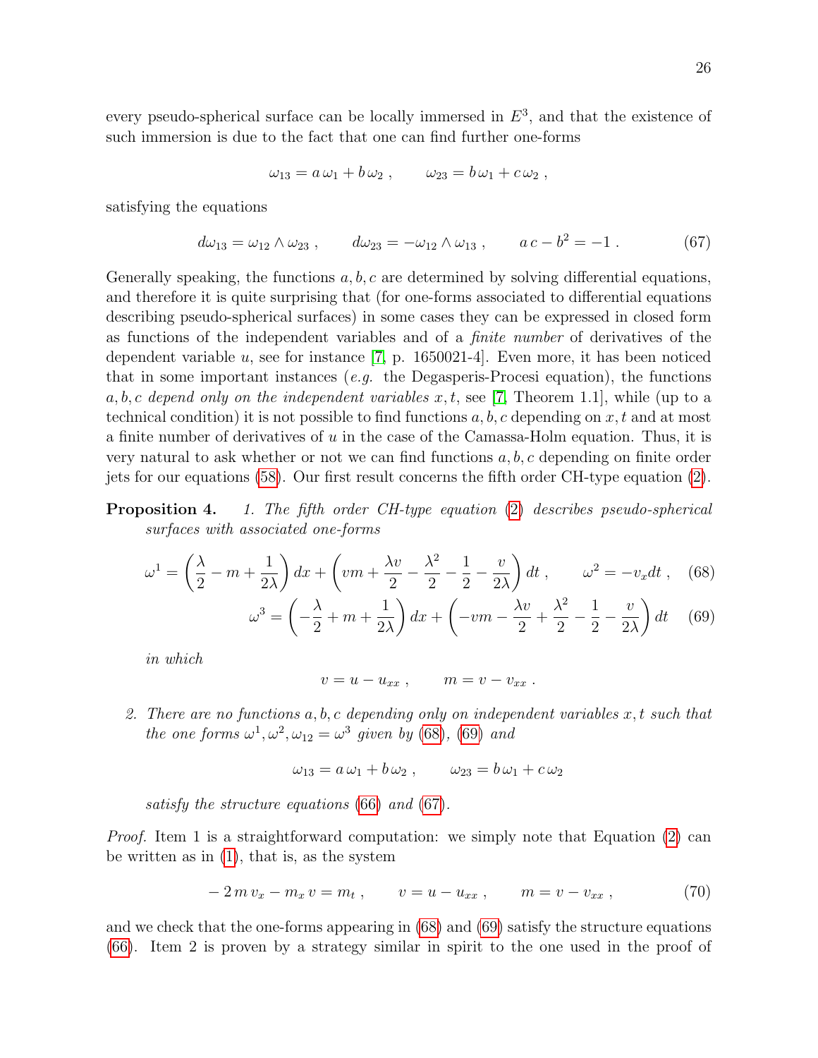every pseudo-spherical surface can be locally immersed in $E^3$, and that the existence of such immersion is due to the fact that one can find further one-forms

$$\omega_{13} = a\,\omega_1 + b\,\omega_2 \ , \qquad \omega_{23} = b\,\omega_1 + c\,\omega_2 \ ,$$

satisfying the equations

$$d\omega_{13} = \omega_{12} \wedge \omega_{23} \ , \qquad d\omega_{23} = -\omega_{12} \wedge \omega_{13} \ , \qquad a\,c - b^2 = -1 \ . \tag{67}$$

Generally speaking, the functions $a, b, c$ are determined by solving differential equations, and therefore it is quite surprising that (for one-forms associated to differential equations describing pseudo-spherical surfaces) in some cases they can be expressed in closed form as functions of the independent variables and of a *finite number* of derivatives of the dependent variable $u$, see for instance [7, p. 1650021-4]. Even more, it has been noticed that in some important instances (*e.g.* the Degasperis-Procesi equation), the functions $a, b, c$ *depend only on the independent variables* $x, t$, see [7, Theorem 1.1], while (up to a technical condition) it is not possible to find functions $a, b, c$ depending on $x, t$ and at most a finite number of derivatives of $u$ in the case of the Camassa-Holm equation. Thus, it is very natural to ask whether or not we can find functions $a, b, c$ depending on finite order jets for our equations (58). Our first result concerns the fifth order CH-type equation (2).

**Proposition 4.** *1. The fifth order CH-type equation* (2) *describes pseudo-spherical surfaces with associated one-forms*

$$\omega^1 = \left(\frac{\lambda}{2} - m + \frac{1}{2\lambda}\right) dx + \left(vm + \frac{\lambda v}{2} - \frac{\lambda^2}{2} - \frac{1}{2} - \frac{v}{2\lambda}\right) dt \ , \qquad \omega^2 = -v_x dt \ , \tag{68}$$

$$\omega^3 = \left(-\frac{\lambda}{2} + m + \frac{1}{2\lambda}\right) dx + \left(-vm - \frac{\lambda v}{2} + \frac{\lambda^2}{2} - \frac{1}{2} - \frac{v}{2\lambda}\right) dt \tag{69}$$

*in which*

$$v = u - u_{xx} \ , \qquad m = v - v_{xx} \ .$$

*2. There are no functions $a, b, c$ depending only on independent variables $x, t$ such that the one forms $\omega^1, \omega^2, \omega_{12} = \omega^3$ given by* (68)*,* (69) *and*

$$\omega_{13} = a\,\omega_1 + b\,\omega_2 \ , \qquad \omega_{23} = b\,\omega_1 + c\,\omega_2$$

*satisfy the structure equations* (66) *and* (67)*.*

*Proof.* Item 1 is a straightforward computation: we simply note that Equation (2) can be written as in (1), that is, as the system

$$-2\,m\,v_x - m_x\,v = m_t \ , \qquad v = u - u_{xx} \ , \qquad m = v - v_{xx} \ , \tag{70}$$

and we check that the one-forms appearing in (68) and (69) satisfy the structure equations (66). Item 2 is proven by a strategy similar in spirit to the one used in the proof of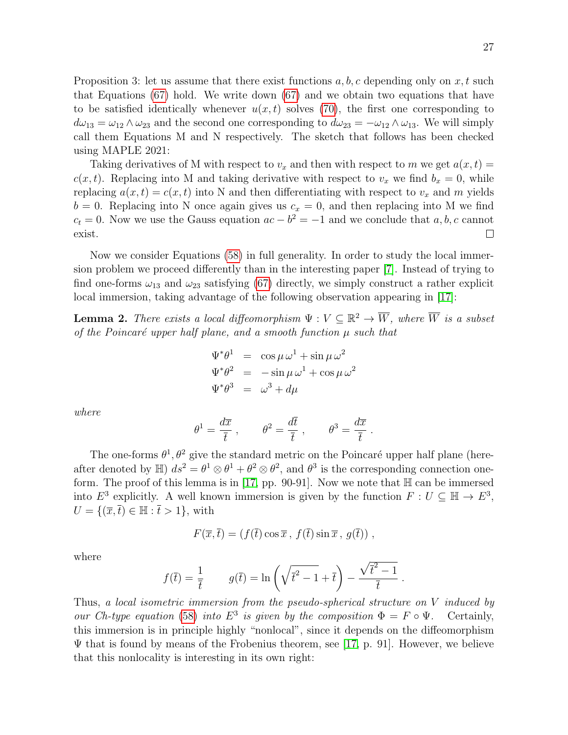Proposition 3: let us assume that there exist functions $a, b, c$ depending only on $x, t$ such that Equations (67) hold. We write down (67) and we obtain two equations that have to be satisfied identically whenever $u(x,t)$ solves (70), the first one corresponding to $d\omega_{13} = \omega_{12} \wedge \omega_{23}$ and the second one corresponding to $d\omega_{23} = -\omega_{12} \wedge \omega_{13}$. We will simply call them Equations M and N respectively. The sketch that follows has been checked using MAPLE 2021:

Taking derivatives of M with respect to $v_x$ and then with respect to $m$ we get $a(x,t) = c(x,t)$. Replacing into M and taking derivative with respect to $v_x$ we find $b_x = 0$, while replacing $a(x,t) = c(x,t)$ into N and then differentiating with respect to $v_x$ and $m$ yields $b = 0$. Replacing into N once again gives us $c_x = 0$, and then replacing into M we find $c_t = 0$. Now we use the Gauss equation $ac - b^2 = -1$ and we conclude that $a, b, c$ cannot exist. □

Now we consider Equations (58) in full generality. In order to study the local immersion problem we proceed differently than in the interesting paper [7]. Instead of trying to find one-forms $\omega_{13}$ and $\omega_{23}$ satisfying (67) directly, we simply construct a rather explicit local immersion, taking advantage of the following observation appearing in [17]:

**Lemma 2.** *There exists a local diffeomorphism $\Psi : V \subseteq \mathbb{R}^2 \to \overline{W}$, where $\overline{W}$ is a subset of the Poincaré upper half plane, and a smooth function $\mu$ such that*

$$
\begin{aligned}
\Psi^* \theta^1 &= \cos\mu\, \omega^1 + \sin\mu\, \omega^2 \\
\Psi^* \theta^2 &= -\sin\mu\, \omega^1 + \cos\mu\, \omega^2 \\
\Psi^* \theta^3 &= \omega^3 + d\mu
\end{aligned}
$$

*where*

$$
\theta^1 = \frac{d\overline{x}}{\overline{t}}\,, \qquad \theta^2 = \frac{d\overline{t}}{\overline{t}}\,, \qquad \theta^3 = \frac{d\overline{x}}{\overline{t}}\,.
$$

The one-forms $\theta^1, \theta^2$ give the standard metric on the Poincaré upper half plane (hereafter denoted by $\mathbb{H}$) $ds^2 = \theta^1 \otimes \theta^1 + \theta^2 \otimes \theta^2$, and $\theta^3$ is the corresponding connection one-form. The proof of this lemma is in [17, pp. 90-91]. Now we note that $\mathbb{H}$ can be immersed into $E^3$ explicitly. A well known immersion is given by the function $F : U \subseteq \mathbb{H} \to E^3$, $U = \{(\overline{x}, \overline{t}) \in \mathbb{H} : \overline{t} > 1\}$, with

$$
F(\overline{x}, \overline{t}) = \left(f(\overline{t}) \cos\overline{x}\,,\, f(\overline{t}) \sin\overline{x}\,,\, g(\overline{t})\right)\,,
$$

where

$$
f(\overline{t}) = \frac{1}{\overline{t}} \qquad g(\overline{t}) = \ln\left(\sqrt{\overline{t}^2 - 1} + \overline{t}\right) - \frac{\sqrt{\overline{t}^2 - 1}}{\overline{t}}\,.
$$

Thus, *a local isometric immersion from the pseudo-spherical structure on $V$ induced by our Ch-type equation (58) into $E^3$ is given by the composition $\Phi = F \circ \Psi$.* Certainly, this immersion is in principle highly "nonlocal", since it depends on the diffeomorphism $\Psi$ that is found by means of the Frobenius theorem, see [17, p. 91]. However, we believe that this nonlocality is interesting in its own right: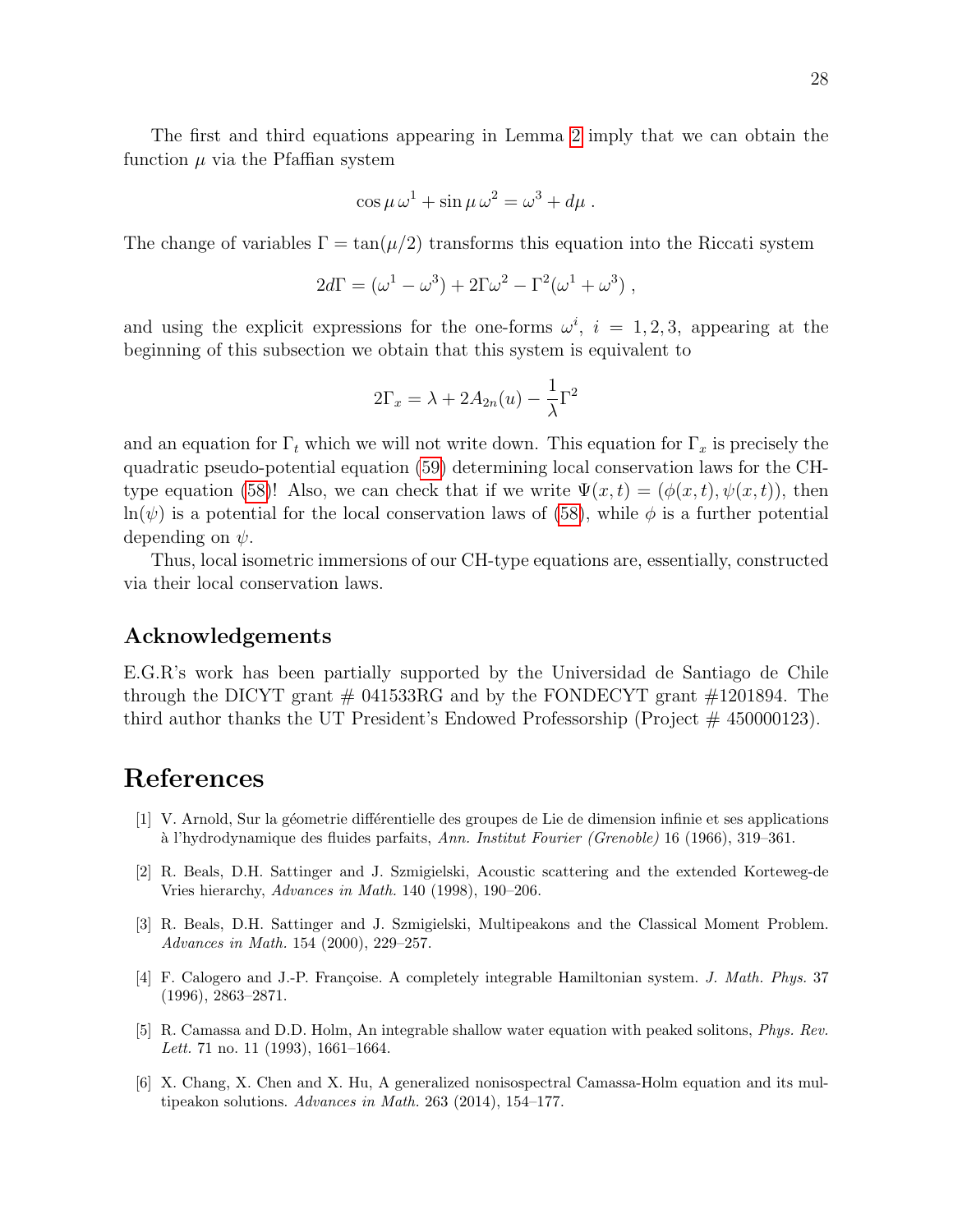The first and third equations appearing in Lemma 2 imply that we can obtain the function $\mu$ via the Pfaffian system

$$\cos\mu\,\omega^1 + \sin\mu\,\omega^2 = \omega^3 + d\mu\ .$$

The change of variables $\Gamma = \tan(\mu/2)$ transforms this equation into the Riccati system

$$2d\Gamma = (\omega^1 - \omega^3) + 2\Gamma\omega^2 - \Gamma^2(\omega^1 + \omega^3)\ ,$$

and using the explicit expressions for the one-forms $\omega^i$, $i = 1, 2, 3$, appearing at the beginning of this subsection we obtain that this system is equivalent to

$$2\Gamma_x = \lambda + 2A_{2n}(u) - \frac{1}{\lambda}\Gamma^2$$

and an equation for $\Gamma_t$ which we will not write down. This equation for $\Gamma_x$ is precisely the quadratic pseudo-potential equation (59) determining local conservation laws for the CH-type equation (58)! Also, we can check that if we write $\Psi(x,t) = (\phi(x,t), \psi(x,t))$, then $\ln(\psi)$ is a potential for the local conservation laws of (58), while $\phi$ is a further potential depending on $\psi$.

Thus, local isometric immersions of our CH-type equations are, essentially, constructed via their local conservation laws.

## Acknowledgements

E.G.R's work has been partially supported by the Universidad de Santiago de Chile through the DICYT grant # 041533RG and by the FONDECYT grant #1201894. The third author thanks the UT President's Endowed Professorship (Project # 450000123).

# References

[1] V. Arnold, Sur la géometrie différentielle des groupes de Lie de dimension infinie et ses applications à l'hydrodynamique des fluides parfaits, *Ann. Institut Fourier (Grenoble)* 16 (1966), 319–361.

[2] R. Beals, D.H. Sattinger and J. Szmigielski, Acoustic scattering and the extended Korteweg-de Vries hierarchy, *Advances in Math.* 140 (1998), 190–206.

[3] R. Beals, D.H. Sattinger and J. Szmigielski, Multipeakons and the Classical Moment Problem. *Advances in Math.* 154 (2000), 229–257.

[4] F. Calogero and J.-P. Françoise. A completely integrable Hamiltonian system. *J. Math. Phys.* 37 (1996), 2863–2871.

[5] R. Camassa and D.D. Holm, An integrable shallow water equation with peaked solitons, *Phys. Rev. Lett.* 71 no. 11 (1993), 1661–1664.

[6] X. Chang, X. Chen and X. Hu, A generalized nonisospectral Camassa-Holm equation and its multipeakon solutions. *Advances in Math.* 263 (2014), 154–177.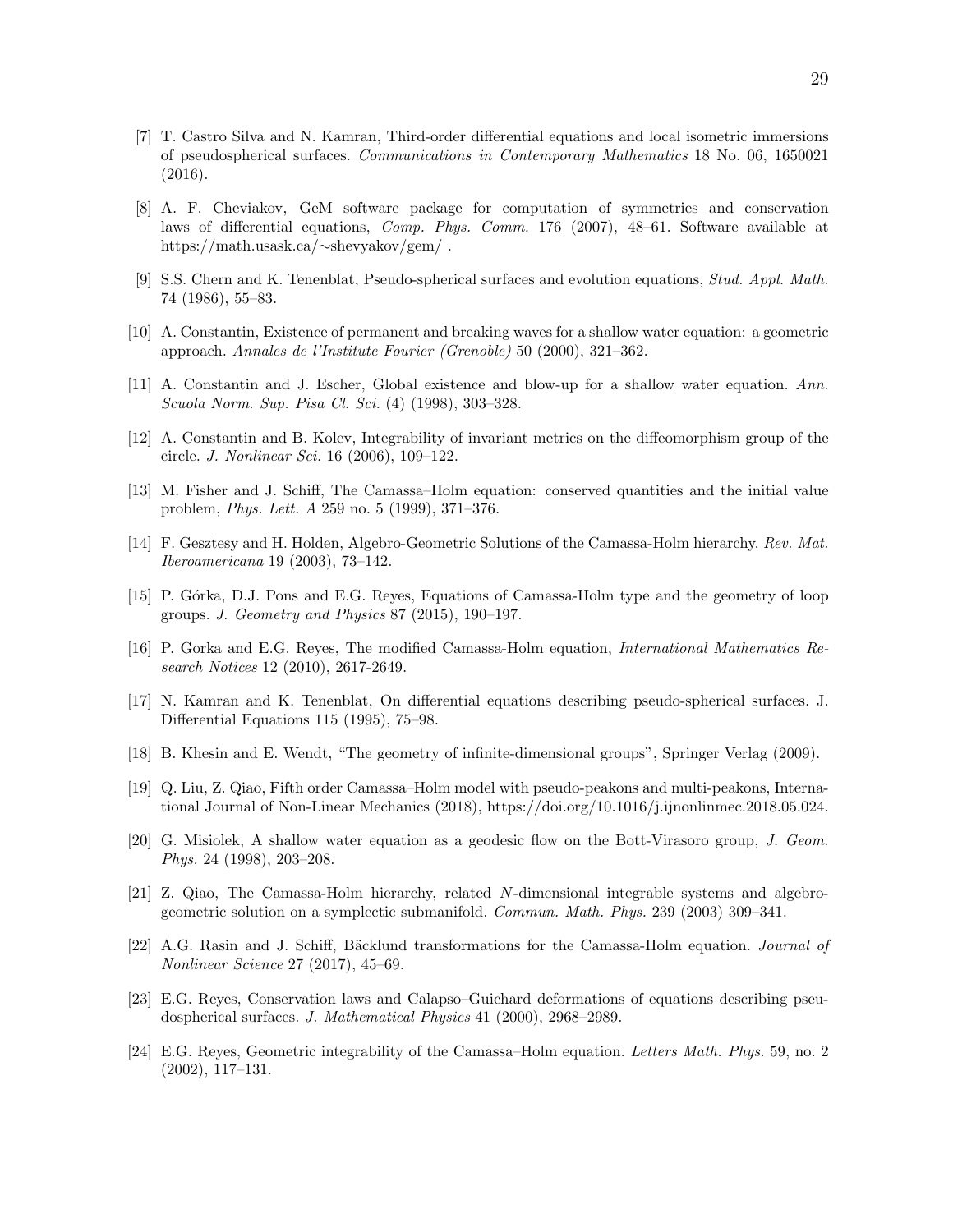[7] T. Castro Silva and N. Kamran, Third-order differential equations and local isometric immersions of pseudospherical surfaces. *Communications in Contemporary Mathematics* 18 No. 06, 1650021 (2016).

[8] A. F. Cheviakov, GeM software package for computation of symmetries and conservation laws of differential equations, *Comp. Phys. Comm.* 176 (2007), 48–61. Software available at https://math.usask.ca/∼shevyakov/gem/ .

[9] S.S. Chern and K. Tenenblat, Pseudo-spherical surfaces and evolution equations, *Stud. Appl. Math.* 74 (1986), 55–83.

[10] A. Constantin, Existence of permanent and breaking waves for a shallow water equation: a geometric approach. *Annales de l'Institute Fourier (Grenoble)* 50 (2000), 321–362.

[11] A. Constantin and J. Escher, Global existence and blow-up for a shallow water equation. *Ann. Scuola Norm. Sup. Pisa Cl. Sci.* (4) (1998), 303–328.

[12] A. Constantin and B. Kolev, Integrability of invariant metrics on the diffeomorphism group of the circle. *J. Nonlinear Sci.* 16 (2006), 109–122.

[13] M. Fisher and J. Schiff, The Camassa–Holm equation: conserved quantities and the initial value problem, *Phys. Lett. A* 259 no. 5 (1999), 371–376.

[14] F. Gesztesy and H. Holden, Algebro-Geometric Solutions of the Camassa-Holm hierarchy. *Rev. Mat. Iberoamericana* 19 (2003), 73–142.

[15] P. Górka, D.J. Pons and E.G. Reyes, Equations of Camassa-Holm type and the geometry of loop groups. *J. Geometry and Physics* 87 (2015), 190–197.

[16] P. Gorka and E.G. Reyes, The modified Camassa-Holm equation, *International Mathematics Research Notices* 12 (2010), 2617-2649.

[17] N. Kamran and K. Tenenblat, On differential equations describing pseudo-spherical surfaces. J. Differential Equations 115 (1995), 75–98.

[18] B. Khesin and E. Wendt, "The geometry of infinite-dimensional groups", Springer Verlag (2009).

[19] Q. Liu, Z. Qiao, Fifth order Camassa–Holm model with pseudo-peakons and multi-peakons, International Journal of Non-Linear Mechanics (2018), https://doi.org/10.1016/j.ijnonlinmec.2018.05.024.

[20] G. Misiolek, A shallow water equation as a geodesic flow on the Bott-Virasoro group, *J. Geom. Phys.* 24 (1998), 203–208.

[21] Z. Qiao, The Camassa-Holm hierarchy, related $N$-dimensional integrable systems and algebro-geometric solution on a symplectic submanifold. *Commun. Math. Phys.* 239 (2003) 309–341.

[22] A.G. Rasin and J. Schiff, Bäcklund transformations for the Camassa-Holm equation. *Journal of Nonlinear Science* 27 (2017), 45–69.

[23] E.G. Reyes, Conservation laws and Calapso–Guichard deformations of equations describing pseudospherical surfaces. *J. Mathematical Physics* 41 (2000), 2968–2989.

[24] E.G. Reyes, Geometric integrability of the Camassa–Holm equation. *Letters Math. Phys.* 59, no. 2 (2002), 117–131.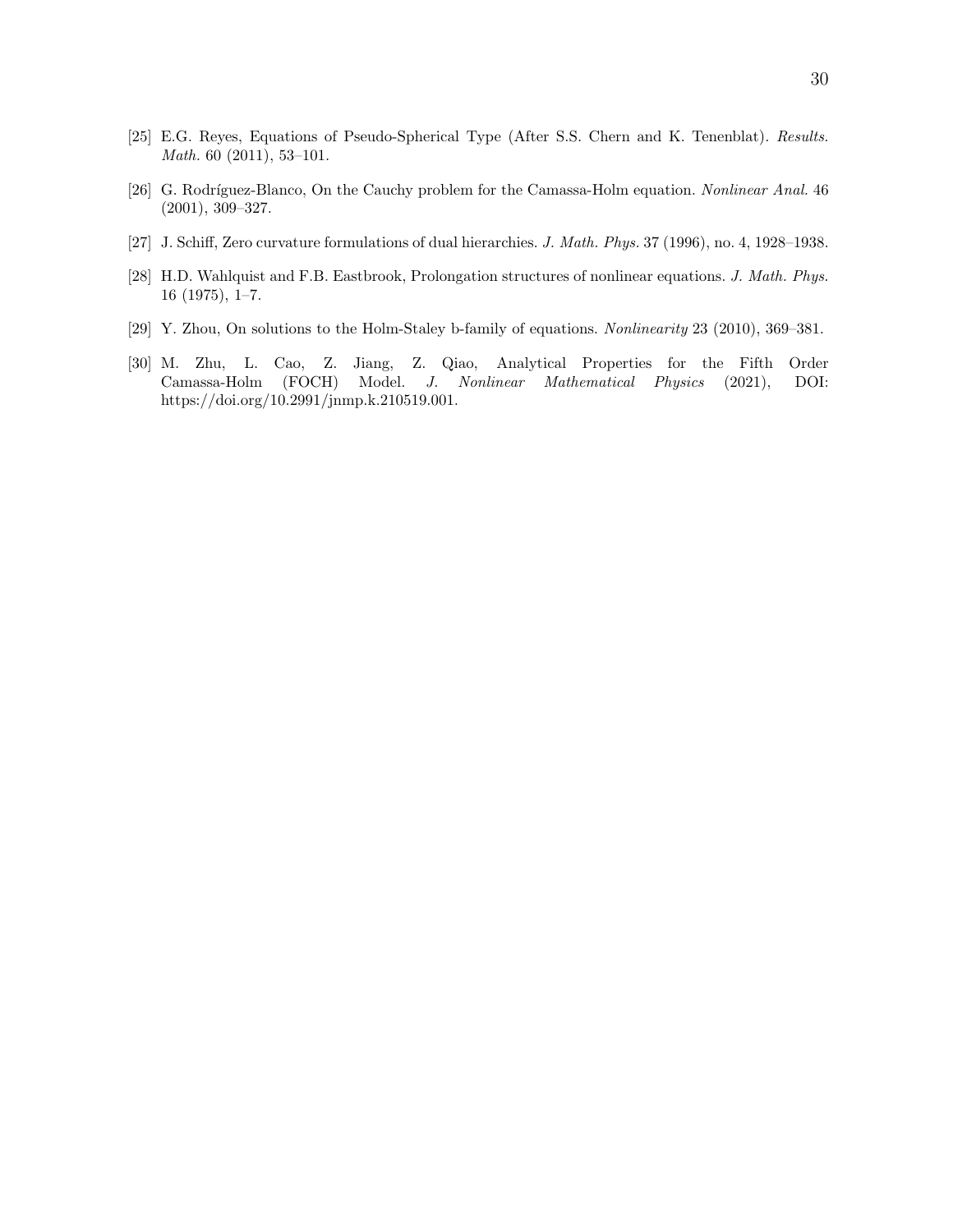[25] E.G. Reyes, Equations of Pseudo-Spherical Type (After S.S. Chern and K. Tenenblat). *Results. Math.* 60 (2011), 53–101.

[26] G. Rodríguez-Blanco, On the Cauchy problem for the Camassa-Holm equation. *Nonlinear Anal.* 46 (2001), 309–327.

[27] J. Schiff, Zero curvature formulations of dual hierarchies. *J. Math. Phys.* 37 (1996), no. 4, 1928–1938.

[28] H.D. Wahlquist and F.B. Eastbrook, Prolongation structures of nonlinear equations. *J. Math. Phys.* 16 (1975), 1–7.

[29] Y. Zhou, On solutions to the Holm-Staley b-family of equations. *Nonlinearity* 23 (2010), 369–381.

[30] M. Zhu, L. Cao, Z. Jiang, Z. Qiao, Analytical Properties for the Fifth Order Camassa-Holm (FOCH) Model. *J. Nonlinear Mathematical Physics* (2021), DOI: https://doi.org/10.2991/jnmp.k.210519.001.